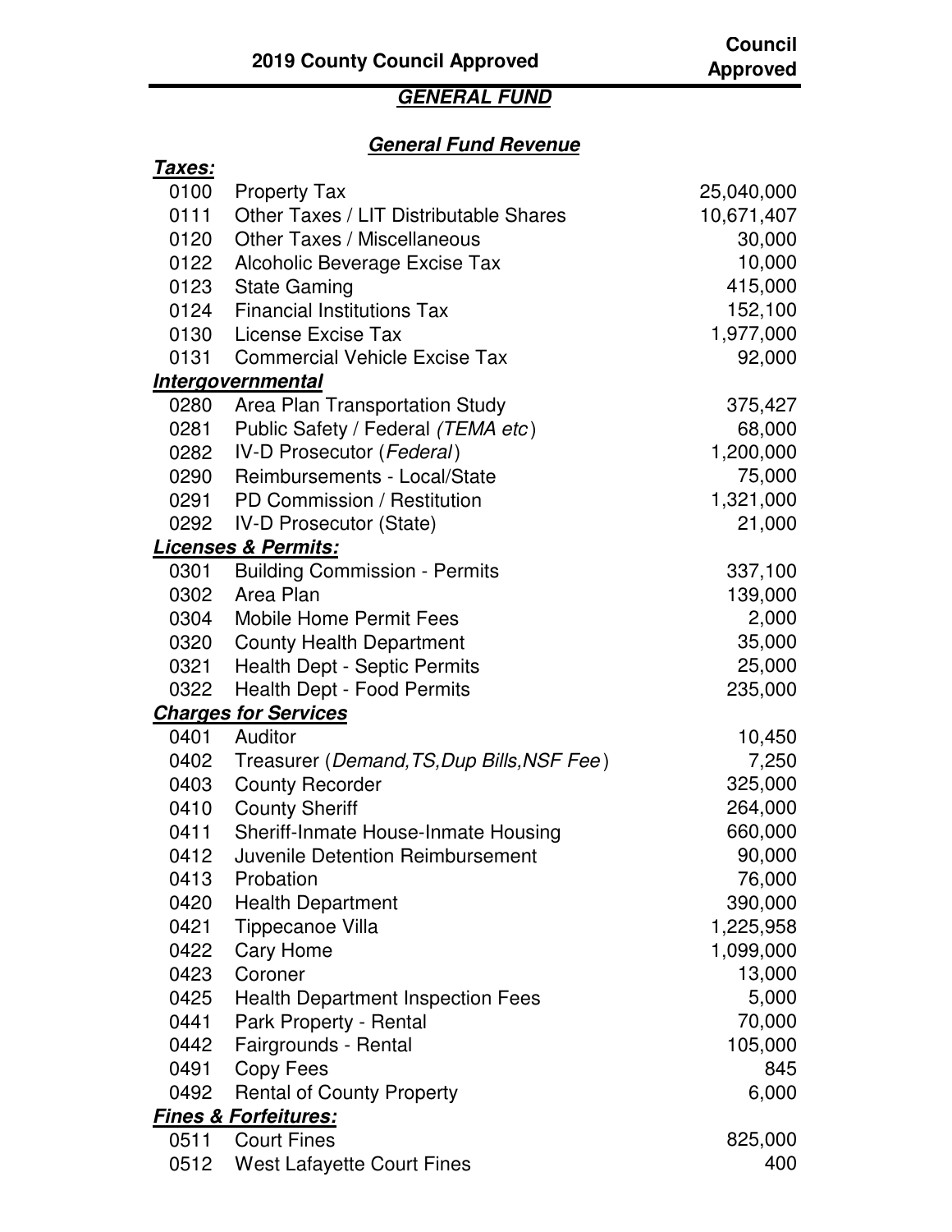# 2019 County Council Approved

## GENERAL FUND

### General Fund Revenue

| | | Council Approved |
|---|---|---|
| ***Taxes:*** | | |
| 0100 | Property Tax | 25,040,000 |
| 0111 | Other Taxes / LIT Distributable Shares | 10,671,407 |
| 0120 | Other Taxes / Miscellaneous | 30,000 |
| 0122 | Alcoholic Beverage Excise Tax | 10,000 |
| 0123 | State Gaming | 415,000 |
| 0124 | Financial Institutions Tax | 152,100 |
| 0130 | License Excise Tax | 1,977,000 |
| 0131 | Commercial Vehicle Excise Tax | 92,000 |
| ***Intergovernmental*** | | |
| 0280 | Area Plan Transportation Study | 375,427 |
| 0281 | Public Safety / Federal *(TEMA etc)* | 68,000 |
| 0282 | IV-D Prosecutor (*Federal*) | 1,200,000 |
| 0290 | Reimbursements - Local/State | 75,000 |
| 0291 | PD Commission / Restitution | 1,321,000 |
| 0292 | IV-D Prosecutor (State) | 21,000 |
| ***Licenses & Permits:*** | | |
| 0301 | Building Commission - Permits | 337,100 |
| 0302 | Area Plan | 139,000 |
| 0304 | Mobile Home Permit Fees | 2,000 |
| 0320 | County Health Department | 35,000 |
| 0321 | Health Dept - Septic Permits | 25,000 |
| 0322 | Health Dept - Food Permits | 235,000 |
| ***Charges for Services*** | | |
| 0401 | Auditor | 10,450 |
| 0402 | Treasurer (*Demand,TS,Dup Bills,NSF Fee*) | 7,250 |
| 0403 | County Recorder | 325,000 |
| 0410 | County Sheriff | 264,000 |
| 0411 | Sheriff-Inmate House-Inmate Housing | 660,000 |
| 0412 | Juvenile Detention Reimbursement | 90,000 |
| 0413 | Probation | 76,000 |
| 0420 | Health Department | 390,000 |
| 0421 | Tippecanoe Villa | 1,225,958 |
| 0422 | Cary Home | 1,099,000 |
| 0423 | Coroner | 13,000 |
| 0425 | Health Department Inspection Fees | 5,000 |
| 0441 | Park Property - Rental | 70,000 |
| 0442 | Fairgrounds - Rental | 105,000 |
| 0491 | Copy Fees | 845 |
| 0492 | Rental of County Property | 6,000 |
| ***Fines & Forfeitures:*** | | |
| 0511 | Court Fines | 825,000 |
| 0512 | West Lafayette Court Fines | 400 |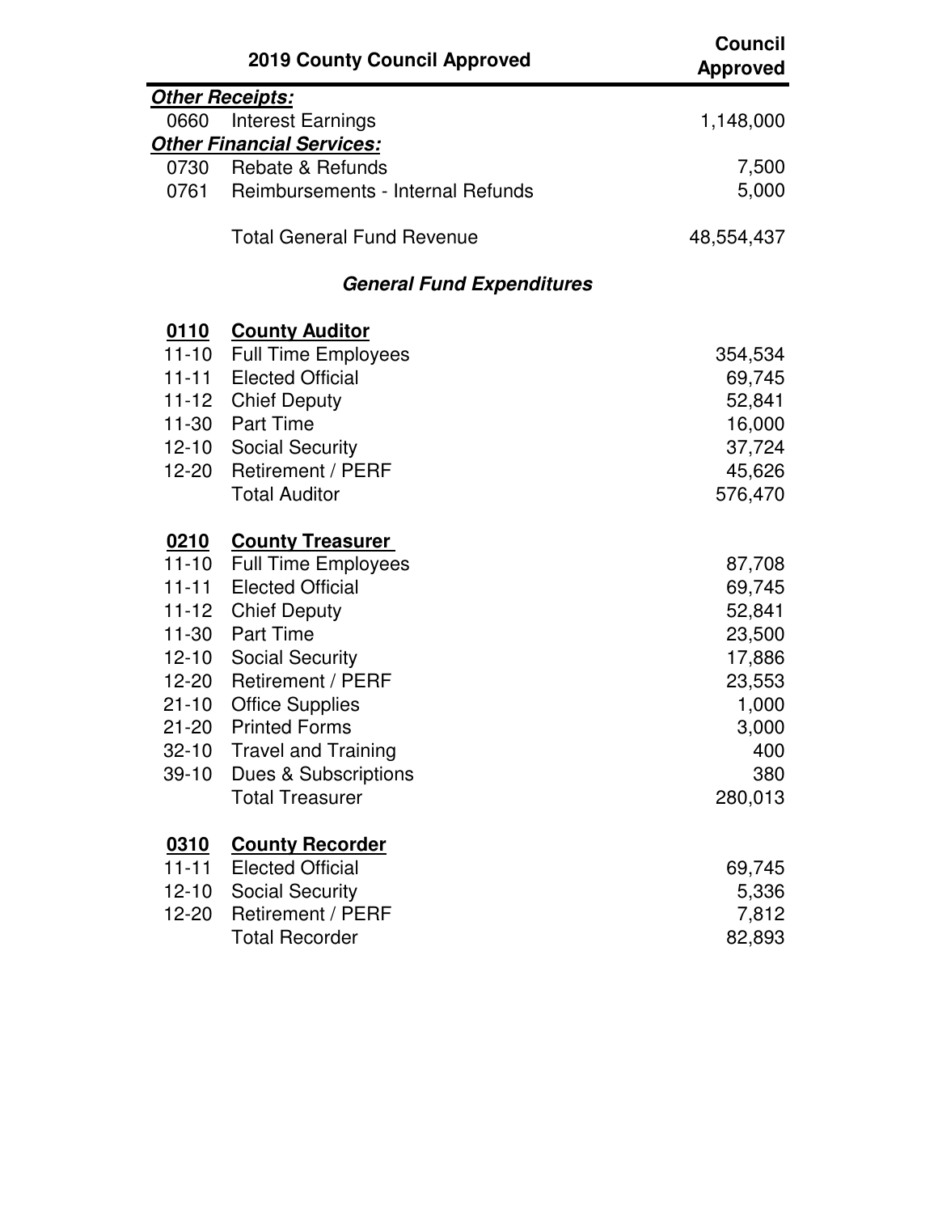| | 2019 County Council Approved | Council Approved |
|---|---|---|
| ***Other Receipts:*** | | |
| 0660 | Interest Earnings | 1,148,000 |
| ***Other Financial Services:*** | | |
| 0730 | Rebate & Refunds | 7,500 |
| 0761 | Reimbursements - Internal Refunds | 5,000 |
| | Total General Fund Revenue | 48,554,437 |

## *General Fund Expenditures*

| | | |
|---|---|---|
| **0110** | **County Auditor** | |
| 11-10 | Full Time Employees | 354,534 |
| 11-11 | Elected Official | 69,745 |
| 11-12 | Chief Deputy | 52,841 |
| 11-30 | Part Time | 16,000 |
| 12-10 | Social Security | 37,724 |
| 12-20 | Retirement / PERF | 45,626 |
| | Total Auditor | 576,470 |
| **0210** | **County Treasurer** | |
| 11-10 | Full Time Employees | 87,708 |
| 11-11 | Elected Official | 69,745 |
| 11-12 | Chief Deputy | 52,841 |
| 11-30 | Part Time | 23,500 |
| 12-10 | Social Security | 17,886 |
| 12-20 | Retirement / PERF | 23,553 |
| 21-10 | Office Supplies | 1,000 |
| 21-20 | Printed Forms | 3,000 |
| 32-10 | Travel and Training | 400 |
| 39-10 | Dues & Subscriptions | 380 |
| | Total Treasurer | 280,013 |
| **0310** | **County Recorder** | |
| 11-11 | Elected Official | 69,745 |
| 12-10 | Social Security | 5,336 |
| 12-20 | Retirement / PERF | 7,812 |
| | Total Recorder | 82,893 |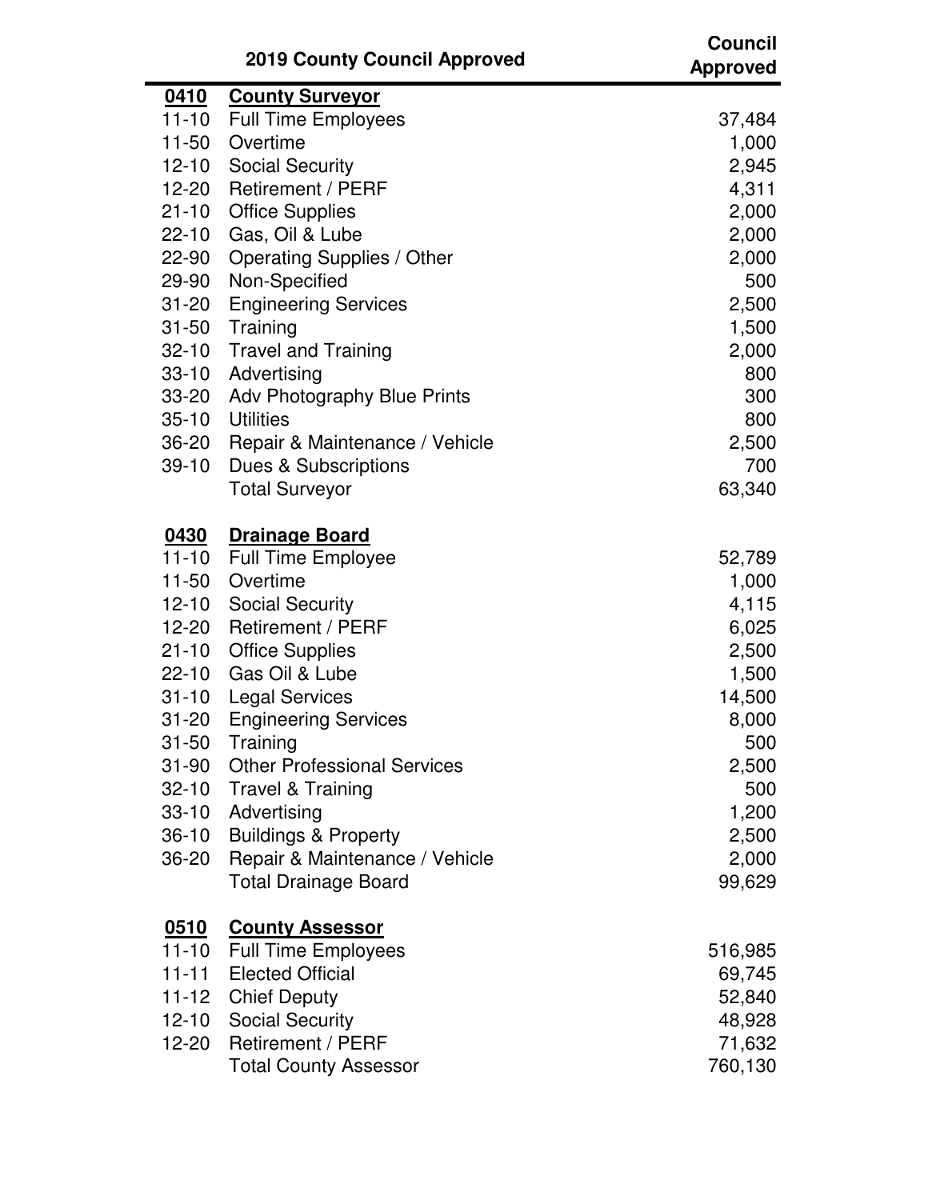| | 2019 County Council Approved | Council Approved |
|---|---|---|
| **0410** | **County Surveyor** | |
| 11-10 | Full Time Employees | 37,484 |
| 11-50 | Overtime | 1,000 |
| 12-10 | Social Security | 2,945 |
| 12-20 | Retirement / PERF | 4,311 |
| 21-10 | Office Supplies | 2,000 |
| 22-10 | Gas, Oil & Lube | 2,000 |
| 22-90 | Operating Supplies / Other | 2,000 |
| 29-90 | Non-Specified | 500 |
| 31-20 | Engineering Services | 2,500 |
| 31-50 | Training | 1,500 |
| 32-10 | Travel and Training | 2,000 |
| 33-10 | Advertising | 800 |
| 33-20 | Adv Photography Blue Prints | 300 |
| 35-10 | Utilities | 800 |
| 36-20 | Repair & Maintenance / Vehicle | 2,500 |
| 39-10 | Dues & Subscriptions | 700 |
| | Total Surveyor | 63,340 |
| | | |
| **0430** | **Drainage Board** | |
| 11-10 | Full Time Employee | 52,789 |
| 11-50 | Overtime | 1,000 |
| 12-10 | Social Security | 4,115 |
| 12-20 | Retirement / PERF | 6,025 |
| 21-10 | Office Supplies | 2,500 |
| 22-10 | Gas Oil & Lube | 1,500 |
| 31-10 | Legal Services | 14,500 |
| 31-20 | Engineering Services | 8,000 |
| 31-50 | Training | 500 |
| 31-90 | Other Professional Services | 2,500 |
| 32-10 | Travel & Training | 500 |
| 33-10 | Advertising | 1,200 |
| 36-10 | Buildings & Property | 2,500 |
| 36-20 | Repair & Maintenance / Vehicle | 2,000 |
| | Total Drainage Board | 99,629 |
| | | |
| **0510** | **County Assessor** | |
| 11-10 | Full Time Employees | 516,985 |
| 11-11 | Elected Official | 69,745 |
| 11-12 | Chief Deputy | 52,840 |
| 12-10 | Social Security | 48,928 |
| 12-20 | Retirement / PERF | 71,632 |
| | Total County Assessor | 760,130 |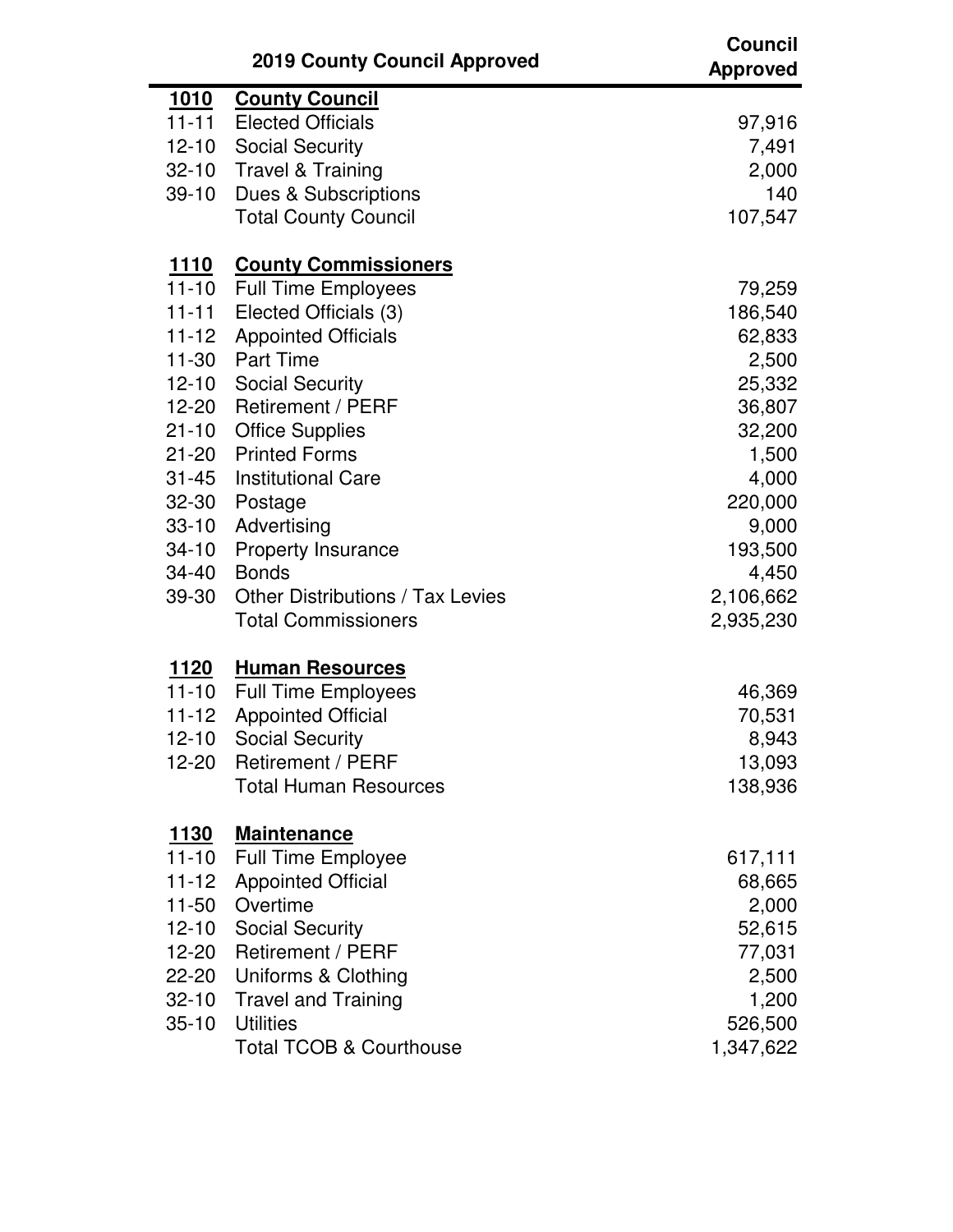| | 2019 County Council Approved | Council Approved |
|---|---|---|
| **1010** | **County Council** | |
| 11-11 | Elected Officials | 97,916 |
| 12-10 | Social Security | 7,491 |
| 32-10 | Travel & Training | 2,000 |
| 39-10 | Dues & Subscriptions | 140 |
| | Total County Council | 107,547 |
| | | |
| **1110** | **County Commissioners** | |
| 11-10 | Full Time Employees | 79,259 |
| 11-11 | Elected Officials (3) | 186,540 |
| 11-12 | Appointed Officials | 62,833 |
| 11-30 | Part Time | 2,500 |
| 12-10 | Social Security | 25,332 |
| 12-20 | Retirement / PERF | 36,807 |
| 21-10 | Office Supplies | 32,200 |
| 21-20 | Printed Forms | 1,500 |
| 31-45 | Institutional Care | 4,000 |
| 32-30 | Postage | 220,000 |
| 33-10 | Advertising | 9,000 |
| 34-10 | Property Insurance | 193,500 |
| 34-40 | Bonds | 4,450 |
| 39-30 | Other Distributions / Tax Levies | 2,106,662 |
| | Total Commissioners | 2,935,230 |
| | | |
| **1120** | **Human Resources** | |
| 11-10 | Full Time Employees | 46,369 |
| 11-12 | Appointed Official | 70,531 |
| 12-10 | Social Security | 8,943 |
| 12-20 | Retirement / PERF | 13,093 |
| | Total Human Resources | 138,936 |
| | | |
| **1130** | **Maintenance** | |
| 11-10 | Full Time Employee | 617,111 |
| 11-12 | Appointed Official | 68,665 |
| 11-50 | Overtime | 2,000 |
| 12-10 | Social Security | 52,615 |
| 12-20 | Retirement / PERF | 77,031 |
| 22-20 | Uniforms & Clothing | 2,500 |
| 32-10 | Travel and Training | 1,200 |
| 35-10 | Utilities | 526,500 |
| | Total TCOB & Courthouse | 1,347,622 |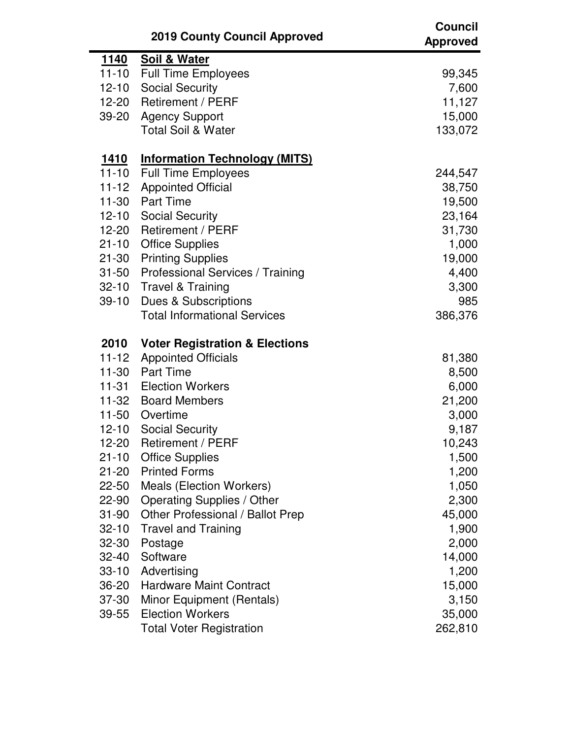| | 2019 County Council Approved | Council Approved |
|---|---|---|
| **1140** | **Soil & Water** | |
| 11-10 | Full Time Employees | 99,345 |
| 12-10 | Social Security | 7,600 |
| 12-20 | Retirement / PERF | 11,127 |
| 39-20 | Agency Support | 15,000 |
| | Total Soil & Water | 133,072 |
| | | |
| **1410** | **Information Technology (MITS)** | |
| 11-10 | Full Time Employees | 244,547 |
| 11-12 | Appointed Official | 38,750 |
| 11-30 | Part Time | 19,500 |
| 12-10 | Social Security | 23,164 |
| 12-20 | Retirement / PERF | 31,730 |
| 21-10 | Office Supplies | 1,000 |
| 21-30 | Printing Supplies | 19,000 |
| 31-50 | Professional Services / Training | 4,400 |
| 32-10 | Travel & Training | 3,300 |
| 39-10 | Dues & Subscriptions | 985 |
| | Total Informational Services | 386,376 |
| | | |
| **2010** | **Voter Registration & Elections** | |
| 11-12 | Appointed Officials | 81,380 |
| 11-30 | Part Time | 8,500 |
| 11-31 | Election Workers | 6,000 |
| 11-32 | Board Members | 21,200 |
| 11-50 | Overtime | 3,000 |
| 12-10 | Social Security | 9,187 |
| 12-20 | Retirement / PERF | 10,243 |
| 21-10 | Office Supplies | 1,500 |
| 21-20 | Printed Forms | 1,200 |
| 22-50 | Meals (Election Workers) | 1,050 |
| 22-90 | Operating Supplies / Other | 2,300 |
| 31-90 | Other Professional / Ballot Prep | 45,000 |
| 32-10 | Travel and Training | 1,900 |
| 32-30 | Postage | 2,000 |
| 32-40 | Software | 14,000 |
| 33-10 | Advertising | 1,200 |
| 36-20 | Hardware Maint Contract | 15,000 |
| 37-30 | Minor Equipment (Rentals) | 3,150 |
| 39-55 | Election Workers | 35,000 |
| | Total Voter Registration | 262,810 |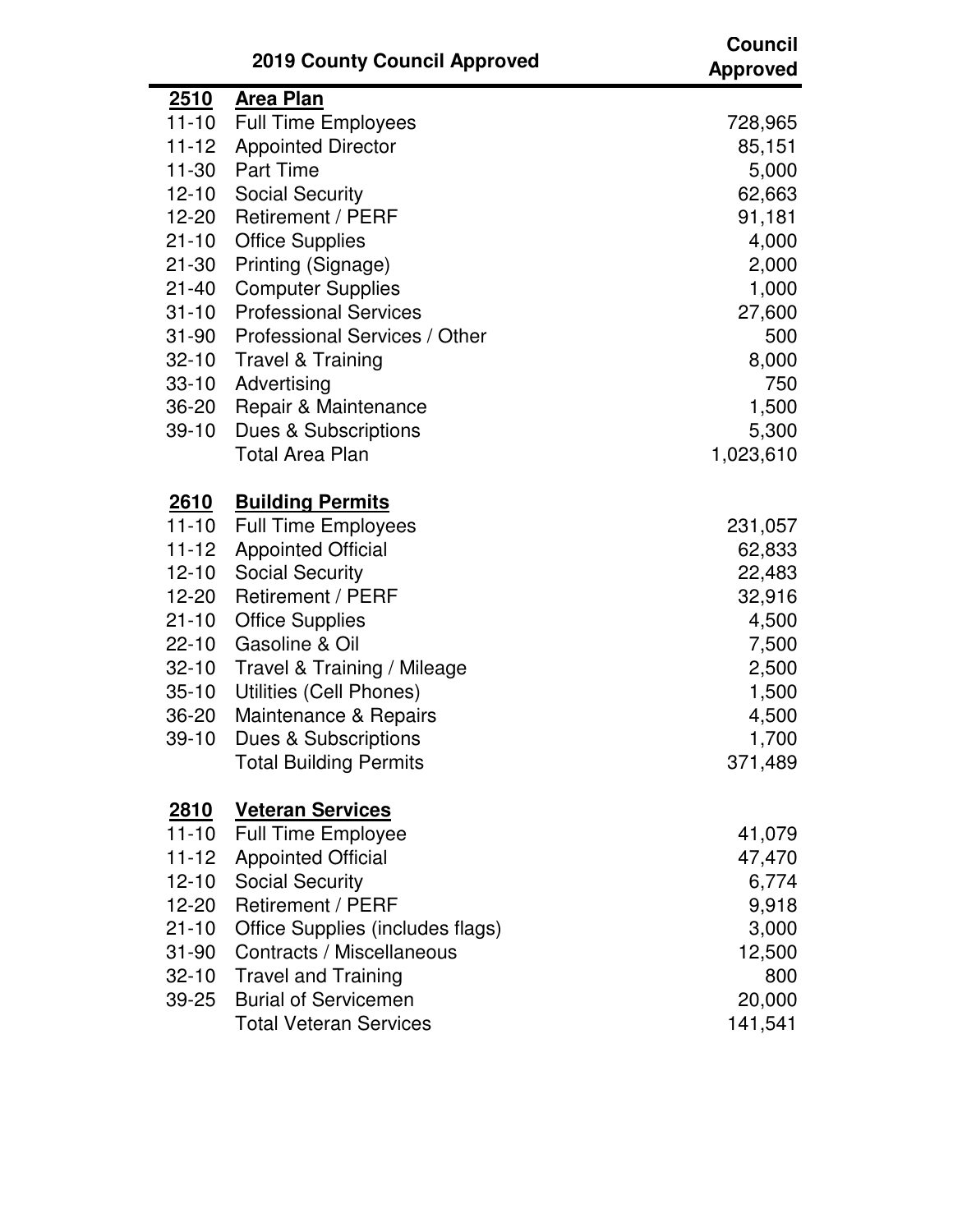| | 2019 County Council Approved | Council Approved |
|---|---|---|
| **2510** | **Area Plan** | |
| 11-10 | Full Time Employees | 728,965 |
| 11-12 | Appointed Director | 85,151 |
| 11-30 | Part Time | 5,000 |
| 12-10 | Social Security | 62,663 |
| 12-20 | Retirement / PERF | 91,181 |
| 21-10 | Office Supplies | 4,000 |
| 21-30 | Printing (Signage) | 2,000 |
| 21-40 | Computer Supplies | 1,000 |
| 31-10 | Professional Services | 27,600 |
| 31-90 | Professional Services / Other | 500 |
| 32-10 | Travel & Training | 8,000 |
| 33-10 | Advertising | 750 |
| 36-20 | Repair & Maintenance | 1,500 |
| 39-10 | Dues & Subscriptions | 5,300 |
| | Total Area Plan | 1,023,610 |
| | | |
| **2610** | **Building Permits** | |
| 11-10 | Full Time Employees | 231,057 |
| 11-12 | Appointed Official | 62,833 |
| 12-10 | Social Security | 22,483 |
| 12-20 | Retirement / PERF | 32,916 |
| 21-10 | Office Supplies | 4,500 |
| 22-10 | Gasoline & Oil | 7,500 |
| 32-10 | Travel & Training / Mileage | 2,500 |
| 35-10 | Utilities (Cell Phones) | 1,500 |
| 36-20 | Maintenance & Repairs | 4,500 |
| 39-10 | Dues & Subscriptions | 1,700 |
| | Total Building Permits | 371,489 |
| | | |
| **2810** | **Veteran Services** | |
| 11-10 | Full Time Employee | 41,079 |
| 11-12 | Appointed Official | 47,470 |
| 12-10 | Social Security | 6,774 |
| 12-20 | Retirement / PERF | 9,918 |
| 21-10 | Office Supplies (includes flags) | 3,000 |
| 31-90 | Contracts / Miscellaneous | 12,500 |
| 32-10 | Travel and Training | 800 |
| 39-25 | Burial of Servicemen | 20,000 |
| | Total Veteran Services | 141,541 |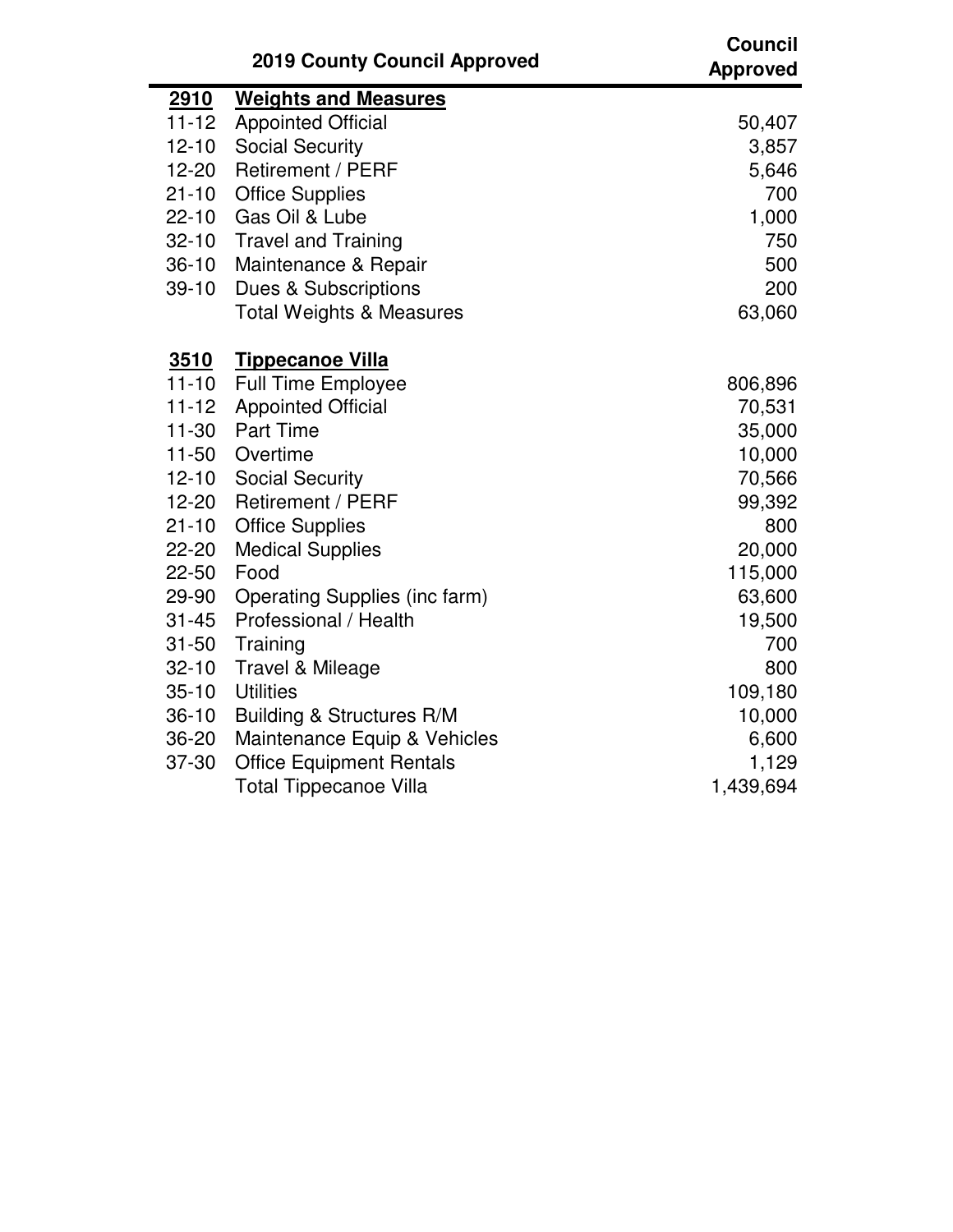| | 2019 County Council Approved | Council Approved |
|---|---|---|
| **2910** | **Weights and Measures** | |
| 11-12 | Appointed Official | 50,407 |
| 12-10 | Social Security | 3,857 |
| 12-20 | Retirement / PERF | 5,646 |
| 21-10 | Office Supplies | 700 |
| 22-10 | Gas Oil & Lube | 1,000 |
| 32-10 | Travel and Training | 750 |
| 36-10 | Maintenance & Repair | 500 |
| 39-10 | Dues & Subscriptions | 200 |
| | Total Weights & Measures | 63,060 |
| | | |
| **3510** | **Tippecanoe Villa** | |
| 11-10 | Full Time Employee | 806,896 |
| 11-12 | Appointed Official | 70,531 |
| 11-30 | Part Time | 35,000 |
| 11-50 | Overtime | 10,000 |
| 12-10 | Social Security | 70,566 |
| 12-20 | Retirement / PERF | 99,392 |
| 21-10 | Office Supplies | 800 |
| 22-20 | Medical Supplies | 20,000 |
| 22-50 | Food | 115,000 |
| 29-90 | Operating Supplies (inc farm) | 63,600 |
| 31-45 | Professional / Health | 19,500 |
| 31-50 | Training | 700 |
| 32-10 | Travel & Mileage | 800 |
| 35-10 | Utilities | 109,180 |
| 36-10 | Building & Structures R/M | 10,000 |
| 36-20 | Maintenance Equip & Vehicles | 6,600 |
| 37-30 | Office Equipment Rentals | 1,129 |
| | Total Tippecanoe Villa | 1,439,694 |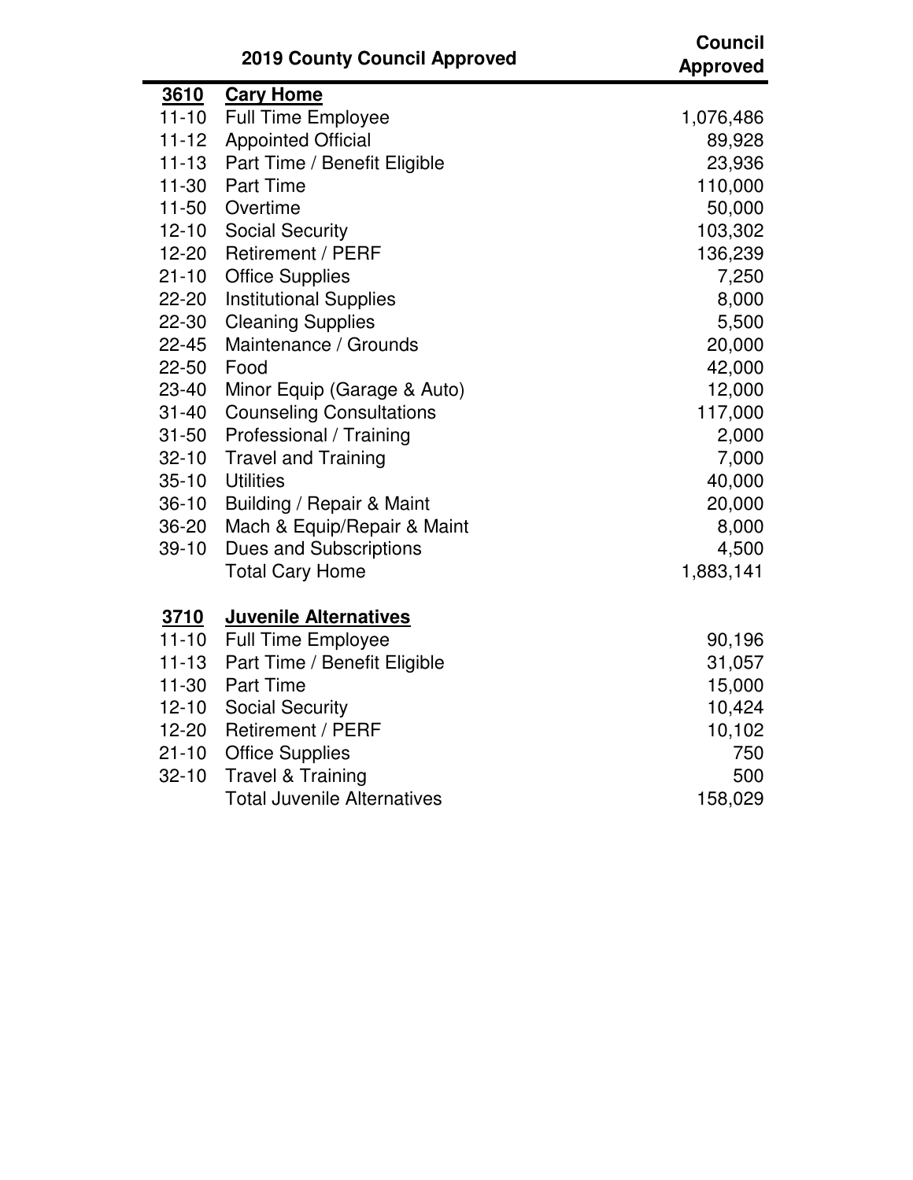| | 2019 County Council Approved | Council Approved |
|---|---|---|
| **3610** | **Cary Home** | |
| 11-10 | Full Time Employee | 1,076,486 |
| 11-12 | Appointed Official | 89,928 |
| 11-13 | Part Time / Benefit Eligible | 23,936 |
| 11-30 | Part Time | 110,000 |
| 11-50 | Overtime | 50,000 |
| 12-10 | Social Security | 103,302 |
| 12-20 | Retirement / PERF | 136,239 |
| 21-10 | Office Supplies | 7,250 |
| 22-20 | Institutional Supplies | 8,000 |
| 22-30 | Cleaning Supplies | 5,500 |
| 22-45 | Maintenance / Grounds | 20,000 |
| 22-50 | Food | 42,000 |
| 23-40 | Minor Equip (Garage & Auto) | 12,000 |
| 31-40 | Counseling Consultations | 117,000 |
| 31-50 | Professional / Training | 2,000 |
| 32-10 | Travel and Training | 7,000 |
| 35-10 | Utilities | 40,000 |
| 36-10 | Building / Repair & Maint | 20,000 |
| 36-20 | Mach & Equip/Repair & Maint | 8,000 |
| 39-10 | Dues and Subscriptions | 4,500 |
| | Total Cary Home | 1,883,141 |
| | | |
| **3710** | **Juvenile Alternatives** | |
| 11-10 | Full Time Employee | 90,196 |
| 11-13 | Part Time / Benefit Eligible | 31,057 |
| 11-30 | Part Time | 15,000 |
| 12-10 | Social Security | 10,424 |
| 12-20 | Retirement / PERF | 10,102 |
| 21-10 | Office Supplies | 750 |
| 32-10 | Travel & Training | 500 |
| | Total Juvenile Alternatives | 158,029 |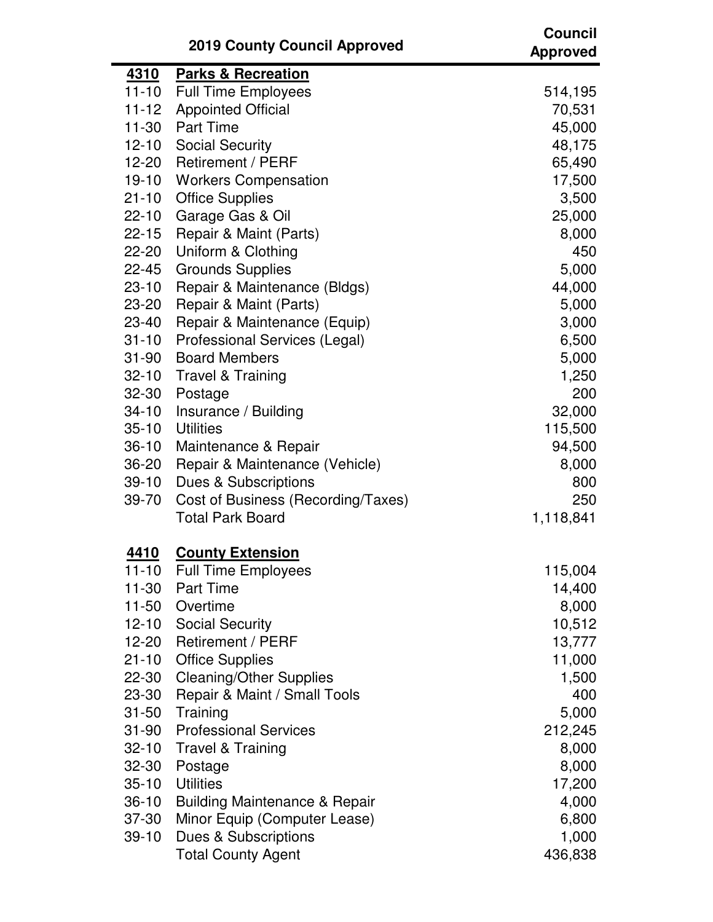| | 2019 County Council Approved | Council Approved |
|---|---|---|
| **4310** | **Parks & Recreation** | |
| 11-10 | Full Time Employees | 514,195 |
| 11-12 | Appointed Official | 70,531 |
| 11-30 | Part Time | 45,000 |
| 12-10 | Social Security | 48,175 |
| 12-20 | Retirement / PERF | 65,490 |
| 19-10 | Workers Compensation | 17,500 |
| 21-10 | Office Supplies | 3,500 |
| 22-10 | Garage Gas & Oil | 25,000 |
| 22-15 | Repair & Maint (Parts) | 8,000 |
| 22-20 | Uniform & Clothing | 450 |
| 22-45 | Grounds Supplies | 5,000 |
| 23-10 | Repair & Maintenance (Bldgs) | 44,000 |
| 23-20 | Repair & Maint (Parts) | 5,000 |
| 23-40 | Repair & Maintenance (Equip) | 3,000 |
| 31-10 | Professional Services (Legal) | 6,500 |
| 31-90 | Board Members | 5,000 |
| 32-10 | Travel & Training | 1,250 |
| 32-30 | Postage | 200 |
| 34-10 | Insurance / Building | 32,000 |
| 35-10 | Utilities | 115,500 |
| 36-10 | Maintenance & Repair | 94,500 |
| 36-20 | Repair & Maintenance (Vehicle) | 8,000 |
| 39-10 | Dues & Subscriptions | 800 |
| 39-70 | Cost of Business (Recording/Taxes) | 250 |
| | Total Park Board | 1,118,841 |
| | | |
| **4410** | **County Extension** | |
| 11-10 | Full Time Employees | 115,004 |
| 11-30 | Part Time | 14,400 |
| 11-50 | Overtime | 8,000 |
| 12-10 | Social Security | 10,512 |
| 12-20 | Retirement / PERF | 13,777 |
| 21-10 | Office Supplies | 11,000 |
| 22-30 | Cleaning/Other Supplies | 1,500 |
| 23-30 | Repair & Maint / Small Tools | 400 |
| 31-50 | Training | 5,000 |
| 31-90 | Professional Services | 212,245 |
| 32-10 | Travel & Training | 8,000 |
| 32-30 | Postage | 8,000 |
| 35-10 | Utilities | 17,200 |
| 36-10 | Building Maintenance & Repair | 4,000 |
| 37-30 | Minor Equip (Computer Lease) | 6,800 |
| 39-10 | Dues & Subscriptions | 1,000 |
| | Total County Agent | 436,838 |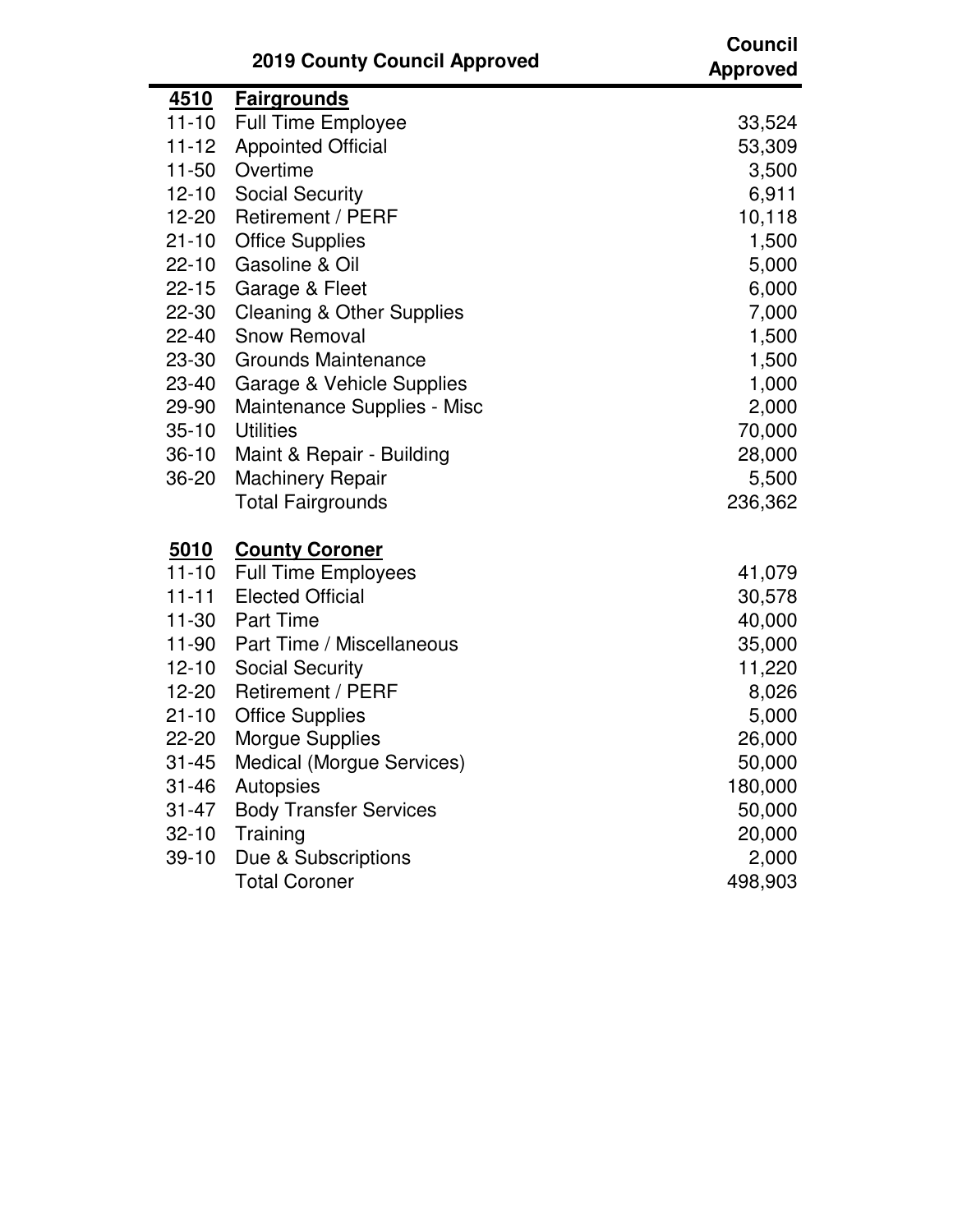| | 2019 County Council Approved | Council Approved |
|---|---|---|
| **4510** | **Fairgrounds** | |
| 11-10 | Full Time Employee | 33,524 |
| 11-12 | Appointed Official | 53,309 |
| 11-50 | Overtime | 3,500 |
| 12-10 | Social Security | 6,911 |
| 12-20 | Retirement / PERF | 10,118 |
| 21-10 | Office Supplies | 1,500 |
| 22-10 | Gasoline & Oil | 5,000 |
| 22-15 | Garage & Fleet | 6,000 |
| 22-30 | Cleaning & Other Supplies | 7,000 |
| 22-40 | Snow Removal | 1,500 |
| 23-30 | Grounds Maintenance | 1,500 |
| 23-40 | Garage & Vehicle Supplies | 1,000 |
| 29-90 | Maintenance Supplies - Misc | 2,000 |
| 35-10 | Utilities | 70,000 |
| 36-10 | Maint & Repair - Building | 28,000 |
| 36-20 | Machinery Repair | 5,500 |
| | Total Fairgrounds | 236,362 |
| | | |
| **5010** | **County Coroner** | |
| 11-10 | Full Time Employees | 41,079 |
| 11-11 | Elected Official | 30,578 |
| 11-30 | Part Time | 40,000 |
| 11-90 | Part Time / Miscellaneous | 35,000 |
| 12-10 | Social Security | 11,220 |
| 12-20 | Retirement / PERF | 8,026 |
| 21-10 | Office Supplies | 5,000 |
| 22-20 | Morgue Supplies | 26,000 |
| 31-45 | Medical (Morgue Services) | 50,000 |
| 31-46 | Autopsies | 180,000 |
| 31-47 | Body Transfer Services | 50,000 |
| 32-10 | Training | 20,000 |
| 39-10 | Due & Subscriptions | 2,000 |
| | Total Coroner | 498,903 |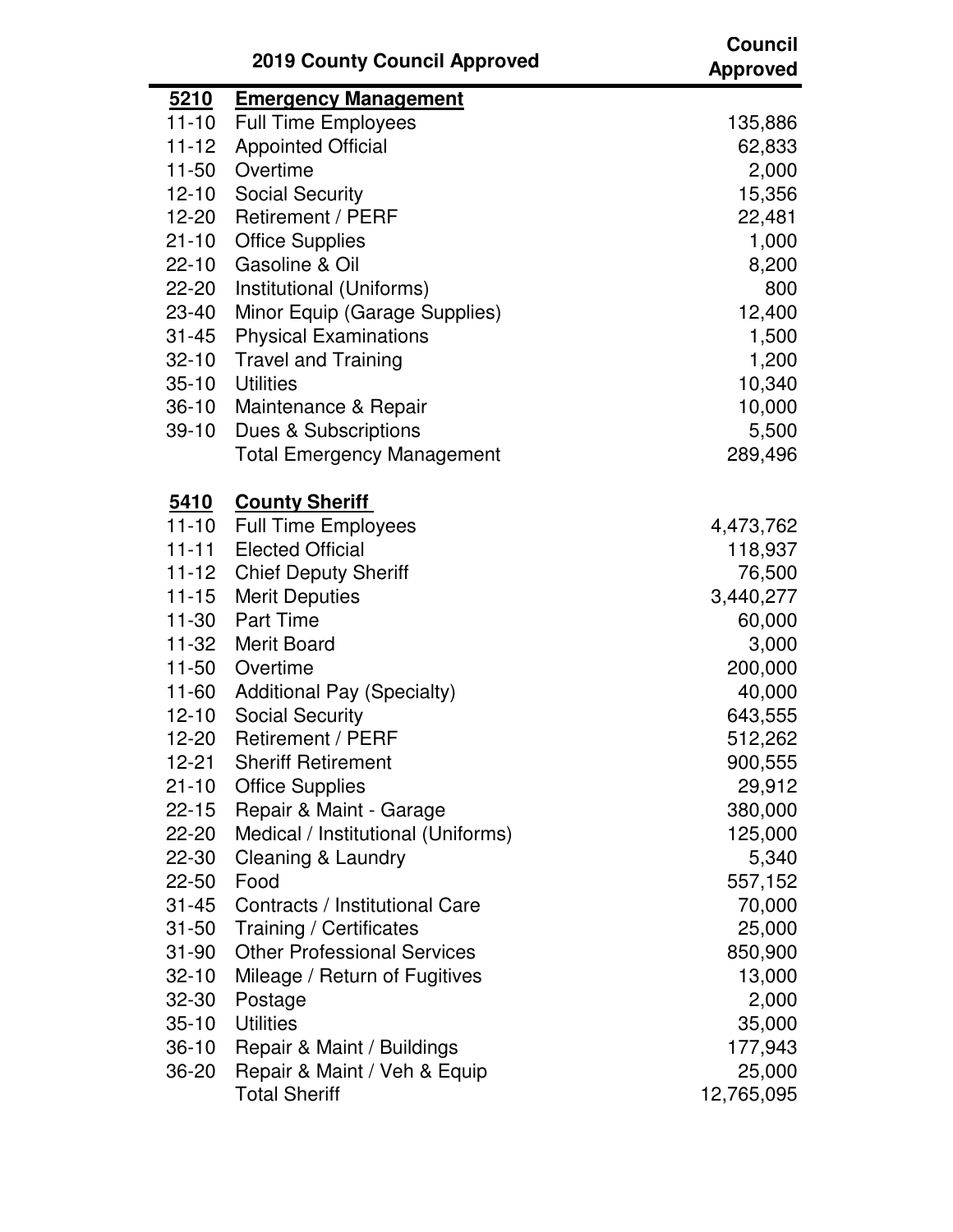| | 2019 County Council Approved | Council Approved |
|---|---|---|
| **5210** | **Emergency Management** | |
| 11-10 | Full Time Employees | 135,886 |
| 11-12 | Appointed Official | 62,833 |
| 11-50 | Overtime | 2,000 |
| 12-10 | Social Security | 15,356 |
| 12-20 | Retirement / PERF | 22,481 |
| 21-10 | Office Supplies | 1,000 |
| 22-10 | Gasoline & Oil | 8,200 |
| 22-20 | Institutional (Uniforms) | 800 |
| 23-40 | Minor Equip (Garage Supplies) | 12,400 |
| 31-45 | Physical Examinations | 1,500 |
| 32-10 | Travel and Training | 1,200 |
| 35-10 | Utilities | 10,340 |
| 36-10 | Maintenance & Repair | 10,000 |
| 39-10 | Dues & Subscriptions | 5,500 |
| | Total Emergency Management | 289,496 |
| | | |
| **5410** | **County Sheriff** | |
| 11-10 | Full Time Employees | 4,473,762 |
| 11-11 | Elected Official | 118,937 |
| 11-12 | Chief Deputy Sheriff | 76,500 |
| 11-15 | Merit Deputies | 3,440,277 |
| 11-30 | Part Time | 60,000 |
| 11-32 | Merit Board | 3,000 |
| 11-50 | Overtime | 200,000 |
| 11-60 | Additional Pay (Specialty) | 40,000 |
| 12-10 | Social Security | 643,555 |
| 12-20 | Retirement / PERF | 512,262 |
| 12-21 | Sheriff Retirement | 900,555 |
| 21-10 | Office Supplies | 29,912 |
| 22-15 | Repair & Maint - Garage | 380,000 |
| 22-20 | Medical / Institutional (Uniforms) | 125,000 |
| 22-30 | Cleaning & Laundry | 5,340 |
| 22-50 | Food | 557,152 |
| 31-45 | Contracts / Institutional Care | 70,000 |
| 31-50 | Training / Certificates | 25,000 |
| 31-90 | Other Professional Services | 850,900 |
| 32-10 | Mileage / Return of Fugitives | 13,000 |
| 32-30 | Postage | 2,000 |
| 35-10 | Utilities | 35,000 |
| 36-10 | Repair & Maint / Buildings | 177,943 |
| 36-20 | Repair & Maint / Veh & Equip | 25,000 |
| | Total Sheriff | 12,765,095 |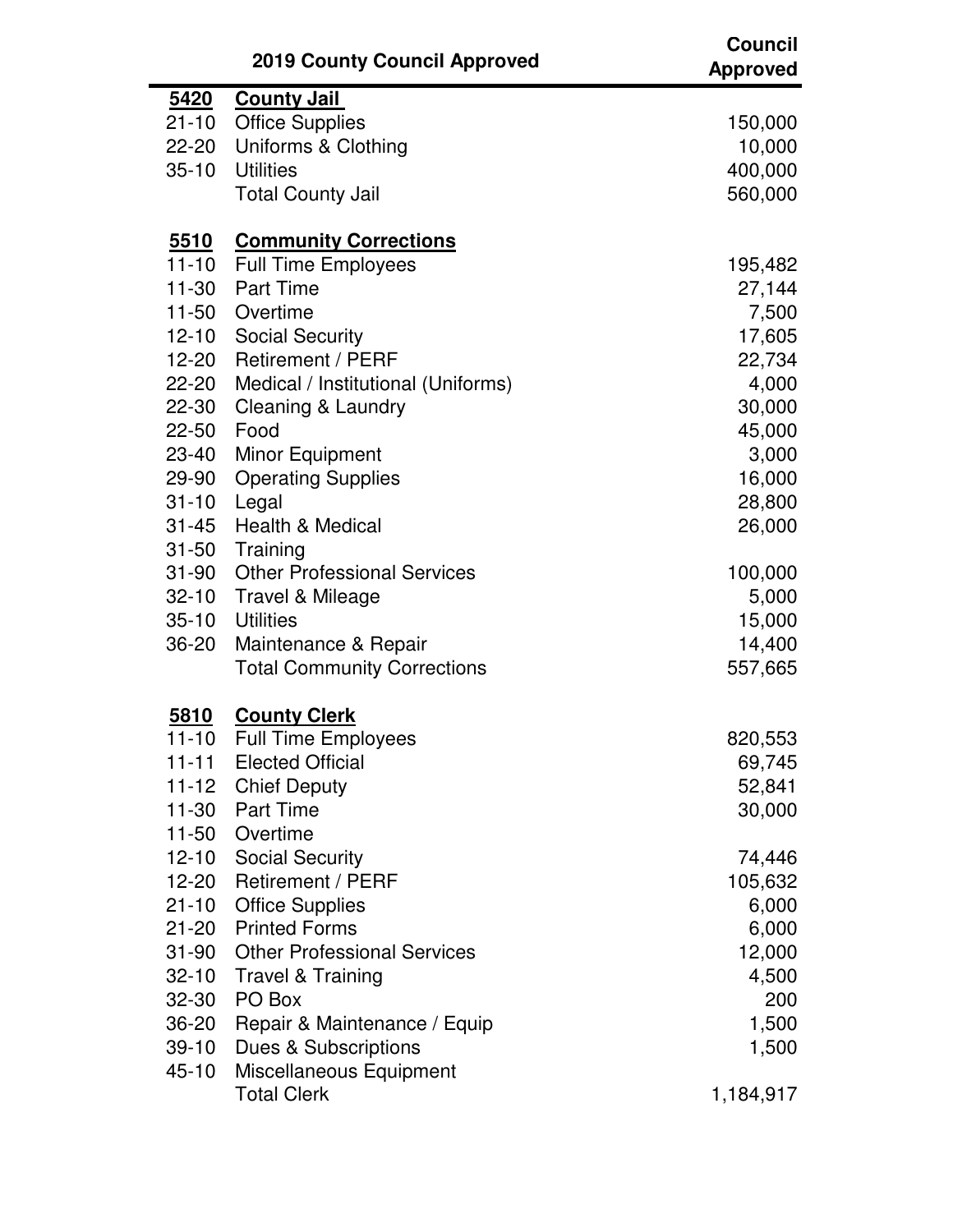| | 2019 County Council Approved | Council Approved |
|---|---|---|
| **5420** | **County Jail** | |
| 21-10 | Office Supplies | 150,000 |
| 22-20 | Uniforms & Clothing | 10,000 |
| 35-10 | Utilities | 400,000 |
| | Total County Jail | 560,000 |
| | | |
| **5510** | **Community Corrections** | |
| 11-10 | Full Time Employees | 195,482 |
| 11-30 | Part Time | 27,144 |
| 11-50 | Overtime | 7,500 |
| 12-10 | Social Security | 17,605 |
| 12-20 | Retirement / PERF | 22,734 |
| 22-20 | Medical / Institutional (Uniforms) | 4,000 |
| 22-30 | Cleaning & Laundry | 30,000 |
| 22-50 | Food | 45,000 |
| 23-40 | Minor Equipment | 3,000 |
| 29-90 | Operating Supplies | 16,000 |
| 31-10 | Legal | 28,800 |
| 31-45 | Health & Medical | 26,000 |
| 31-50 | Training | |
| 31-90 | Other Professional Services | 100,000 |
| 32-10 | Travel & Mileage | 5,000 |
| 35-10 | Utilities | 15,000 |
| 36-20 | Maintenance & Repair | 14,400 |
| | Total Community Corrections | 557,665 |
| | | |
| **5810** | **County Clerk** | |
| 11-10 | Full Time Employees | 820,553 |
| 11-11 | Elected Official | 69,745 |
| 11-12 | Chief Deputy | 52,841 |
| 11-30 | Part Time | 30,000 |
| 11-50 | Overtime | |
| 12-10 | Social Security | 74,446 |
| 12-20 | Retirement / PERF | 105,632 |
| 21-10 | Office Supplies | 6,000 |
| 21-20 | Printed Forms | 6,000 |
| 31-90 | Other Professional Services | 12,000 |
| 32-10 | Travel & Training | 4,500 |
| 32-30 | PO Box | 200 |
| 36-20 | Repair & Maintenance / Equip | 1,500 |
| 39-10 | Dues & Subscriptions | 1,500 |
| 45-10 | Miscellaneous Equipment | |
| | Total Clerk | 1,184,917 |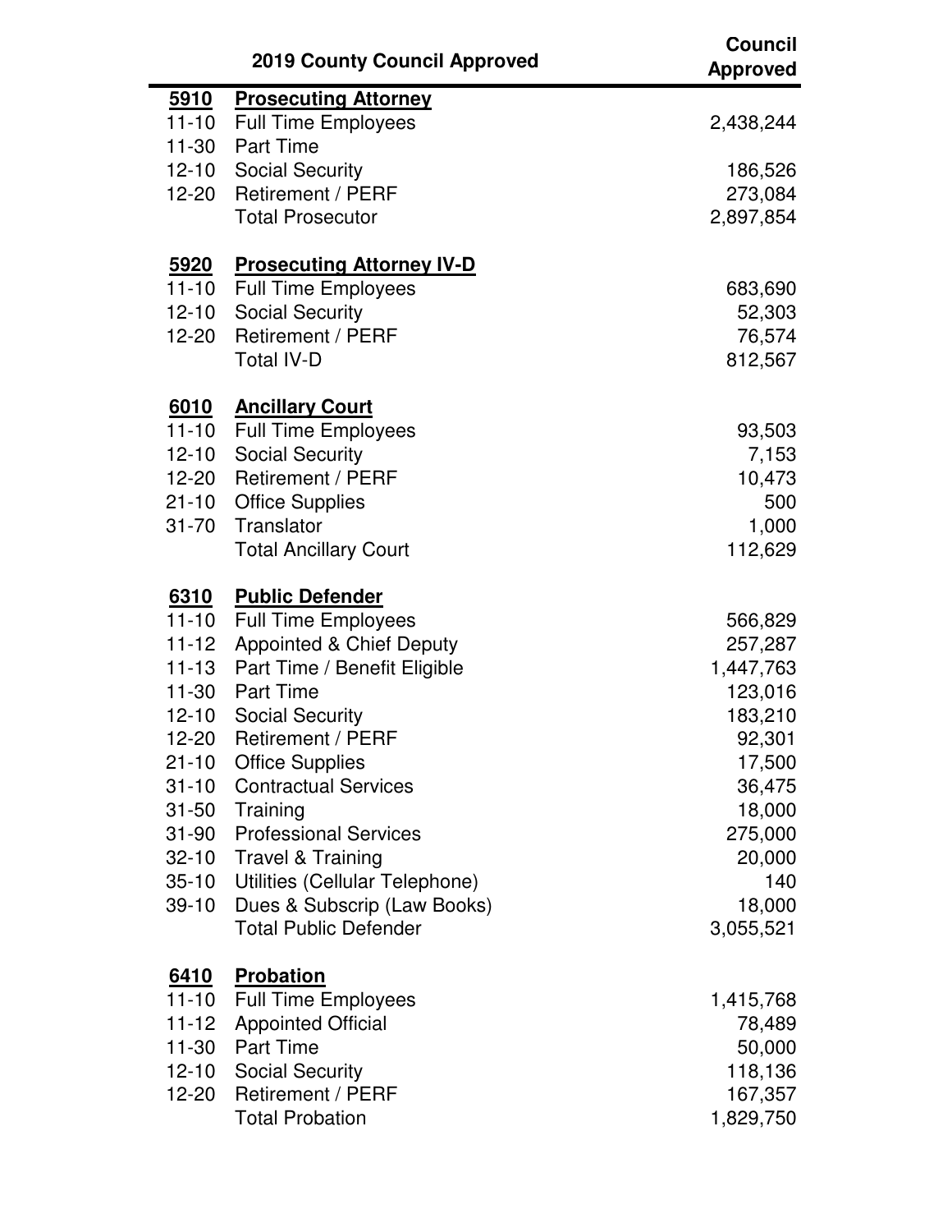| | 2019 County Council Approved | Council Approved |
|---|---|---|
| **5910** | **Prosecuting Attorney** | |
| 11-10 | Full Time Employees | 2,438,244 |
| 11-30 | Part Time | |
| 12-10 | Social Security | 186,526 |
| 12-20 | Retirement / PERF | 273,084 |
| | Total Prosecutor | 2,897,854 |
| | | |
| **5920** | **Prosecuting Attorney IV-D** | |
| 11-10 | Full Time Employees | 683,690 |
| 12-10 | Social Security | 52,303 |
| 12-20 | Retirement / PERF | 76,574 |
| | Total IV-D | 812,567 |
| | | |
| **6010** | **Ancillary Court** | |
| 11-10 | Full Time Employees | 93,503 |
| 12-10 | Social Security | 7,153 |
| 12-20 | Retirement / PERF | 10,473 |
| 21-10 | Office Supplies | 500 |
| 31-70 | Translator | 1,000 |
| | Total Ancillary Court | 112,629 |
| | | |
| **6310** | **Public Defender** | |
| 11-10 | Full Time Employees | 566,829 |
| 11-12 | Appointed & Chief Deputy | 257,287 |
| 11-13 | Part Time / Benefit Eligible | 1,447,763 |
| 11-30 | Part Time | 123,016 |
| 12-10 | Social Security | 183,210 |
| 12-20 | Retirement / PERF | 92,301 |
| 21-10 | Office Supplies | 17,500 |
| 31-10 | Contractual Services | 36,475 |
| 31-50 | Training | 18,000 |
| 31-90 | Professional Services | 275,000 |
| 32-10 | Travel & Training | 20,000 |
| 35-10 | Utilities (Cellular Telephone) | 140 |
| 39-10 | Dues & Subscrip (Law Books) | 18,000 |
| | Total Public Defender | 3,055,521 |
| | | |
| **6410** | **Probation** | |
| 11-10 | Full Time Employees | 1,415,768 |
| 11-12 | Appointed Official | 78,489 |
| 11-30 | Part Time | 50,000 |
| 12-10 | Social Security | 118,136 |
| 12-20 | Retirement / PERF | 167,357 |
| | Total Probation | 1,829,750 |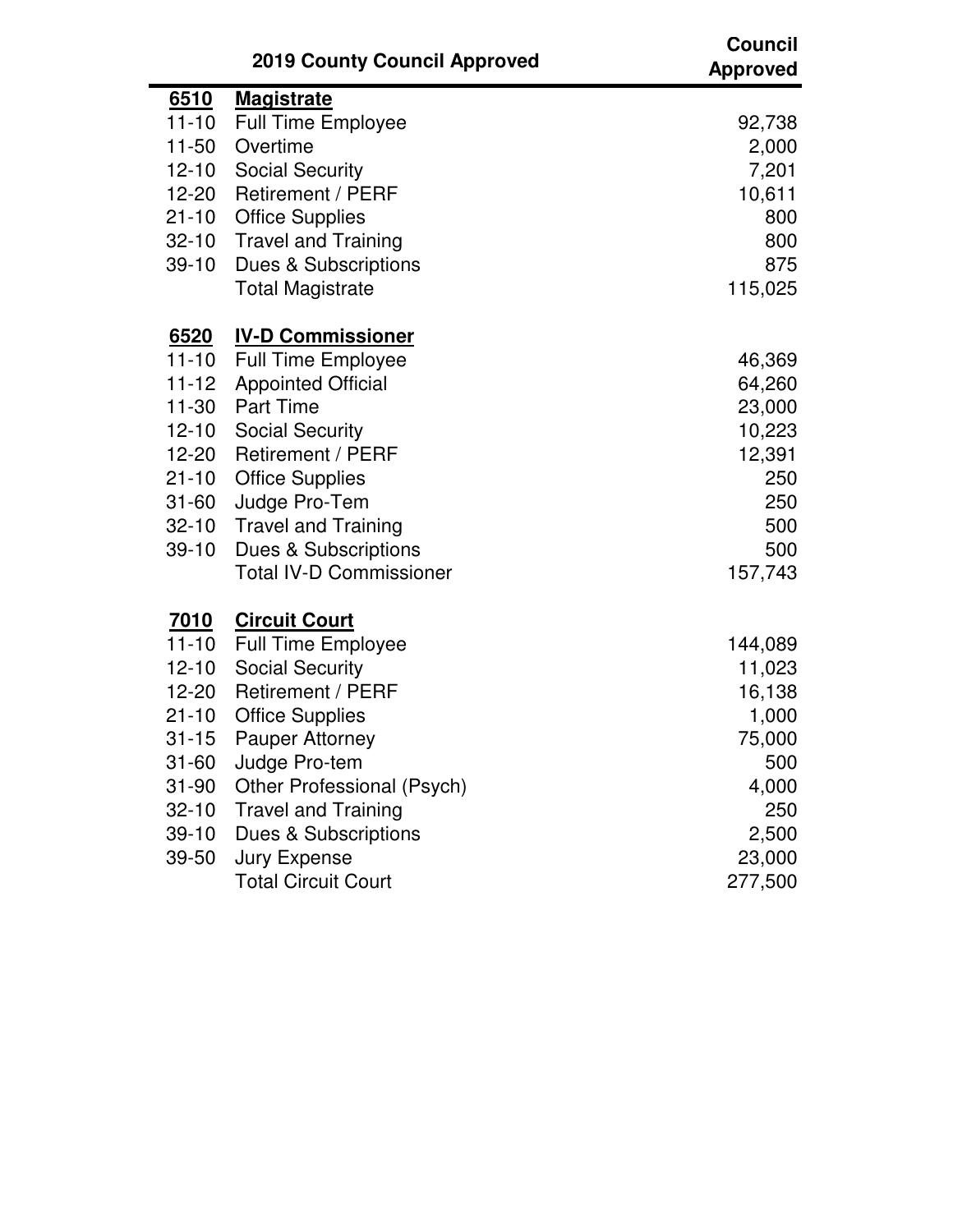| | 2019 County Council Approved | Council Approved |
|---|---|---|
| **6510** | **Magistrate** | |
| 11-10 | Full Time Employee | 92,738 |
| 11-50 | Overtime | 2,000 |
| 12-10 | Social Security | 7,201 |
| 12-20 | Retirement / PERF | 10,611 |
| 21-10 | Office Supplies | 800 |
| 32-10 | Travel and Training | 800 |
| 39-10 | Dues & Subscriptions | 875 |
| | Total Magistrate | 115,025 |
| | | |
| **6520** | **IV-D Commissioner** | |
| 11-10 | Full Time Employee | 46,369 |
| 11-12 | Appointed Official | 64,260 |
| 11-30 | Part Time | 23,000 |
| 12-10 | Social Security | 10,223 |
| 12-20 | Retirement / PERF | 12,391 |
| 21-10 | Office Supplies | 250 |
| 31-60 | Judge Pro-Tem | 250 |
| 32-10 | Travel and Training | 500 |
| 39-10 | Dues & Subscriptions | 500 |
| | Total IV-D Commissioner | 157,743 |
| | | |
| **7010** | **Circuit Court** | |
| 11-10 | Full Time Employee | 144,089 |
| 12-10 | Social Security | 11,023 |
| 12-20 | Retirement / PERF | 16,138 |
| 21-10 | Office Supplies | 1,000 |
| 31-15 | Pauper Attorney | 75,000 |
| 31-60 | Judge Pro-tem | 500 |
| 31-90 | Other Professional (Psych) | 4,000 |
| 32-10 | Travel and Training | 250 |
| 39-10 | Dues & Subscriptions | 2,500 |
| 39-50 | Jury Expense | 23,000 |
| | Total Circuit Court | 277,500 |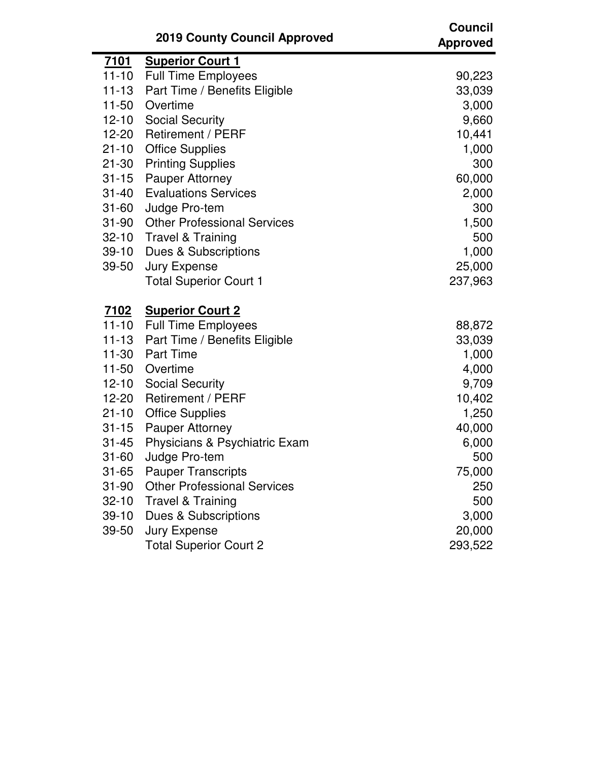| | 2019 County Council Approved | Council Approved |
|---|---|---|
| **7101** | **Superior Court 1** | |
| 11-10 | Full Time Employees | 90,223 |
| 11-13 | Part Time / Benefits Eligible | 33,039 |
| 11-50 | Overtime | 3,000 |
| 12-10 | Social Security | 9,660 |
| 12-20 | Retirement / PERF | 10,441 |
| 21-10 | Office Supplies | 1,000 |
| 21-30 | Printing Supplies | 300 |
| 31-15 | Pauper Attorney | 60,000 |
| 31-40 | Evaluations Services | 2,000 |
| 31-60 | Judge Pro-tem | 300 |
| 31-90 | Other Professional Services | 1,500 |
| 32-10 | Travel & Training | 500 |
| 39-10 | Dues & Subscriptions | 1,000 |
| 39-50 | Jury Expense | 25,000 |
| | Total Superior Court 1 | 237,963 |
| | | |
| **7102** | **Superior Court 2** | |
| 11-10 | Full Time Employees | 88,872 |
| 11-13 | Part Time / Benefits Eligible | 33,039 |
| 11-30 | Part Time | 1,000 |
| 11-50 | Overtime | 4,000 |
| 12-10 | Social Security | 9,709 |
| 12-20 | Retirement / PERF | 10,402 |
| 21-10 | Office Supplies | 1,250 |
| 31-15 | Pauper Attorney | 40,000 |
| 31-45 | Physicians & Psychiatric Exam | 6,000 |
| 31-60 | Judge Pro-tem | 500 |
| 31-65 | Pauper Transcripts | 75,000 |
| 31-90 | Other Professional Services | 250 |
| 32-10 | Travel & Training | 500 |
| 39-10 | Dues & Subscriptions | 3,000 |
| 39-50 | Jury Expense | 20,000 |
| | Total Superior Court 2 | 293,522 |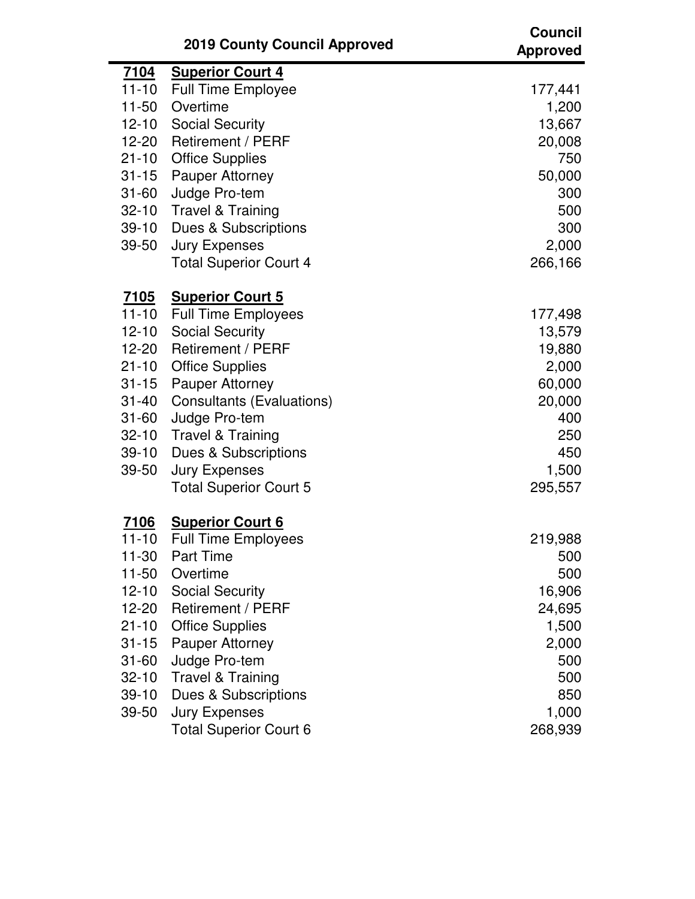| | 2019 County Council Approved | Council Approved |
|---|---|---|
| **7104** | **Superior Court 4** | |
| 11-10 | Full Time Employee | 177,441 |
| 11-50 | Overtime | 1,200 |
| 12-10 | Social Security | 13,667 |
| 12-20 | Retirement / PERF | 20,008 |
| 21-10 | Office Supplies | 750 |
| 31-15 | Pauper Attorney | 50,000 |
| 31-60 | Judge Pro-tem | 300 |
| 32-10 | Travel & Training | 500 |
| 39-10 | Dues & Subscriptions | 300 |
| 39-50 | Jury Expenses | 2,000 |
| | Total Superior Court 4 | 266,166 |
| | | |
| **7105** | **Superior Court 5** | |
| 11-10 | Full Time Employees | 177,498 |
| 12-10 | Social Security | 13,579 |
| 12-20 | Retirement / PERF | 19,880 |
| 21-10 | Office Supplies | 2,000 |
| 31-15 | Pauper Attorney | 60,000 |
| 31-40 | Consultants (Evaluations) | 20,000 |
| 31-60 | Judge Pro-tem | 400 |
| 32-10 | Travel & Training | 250 |
| 39-10 | Dues & Subscriptions | 450 |
| 39-50 | Jury Expenses | 1,500 |
| | Total Superior Court 5 | 295,557 |
| | | |
| **7106** | **Superior Court 6** | |
| 11-10 | Full Time Employees | 219,988 |
| 11-30 | Part Time | 500 |
| 11-50 | Overtime | 500 |
| 12-10 | Social Security | 16,906 |
| 12-20 | Retirement / PERF | 24,695 |
| 21-10 | Office Supplies | 1,500 |
| 31-15 | Pauper Attorney | 2,000 |
| 31-60 | Judge Pro-tem | 500 |
| 32-10 | Travel & Training | 500 |
| 39-10 | Dues & Subscriptions | 850 |
| 39-50 | Jury Expenses | 1,000 |
| | Total Superior Court 6 | 268,939 |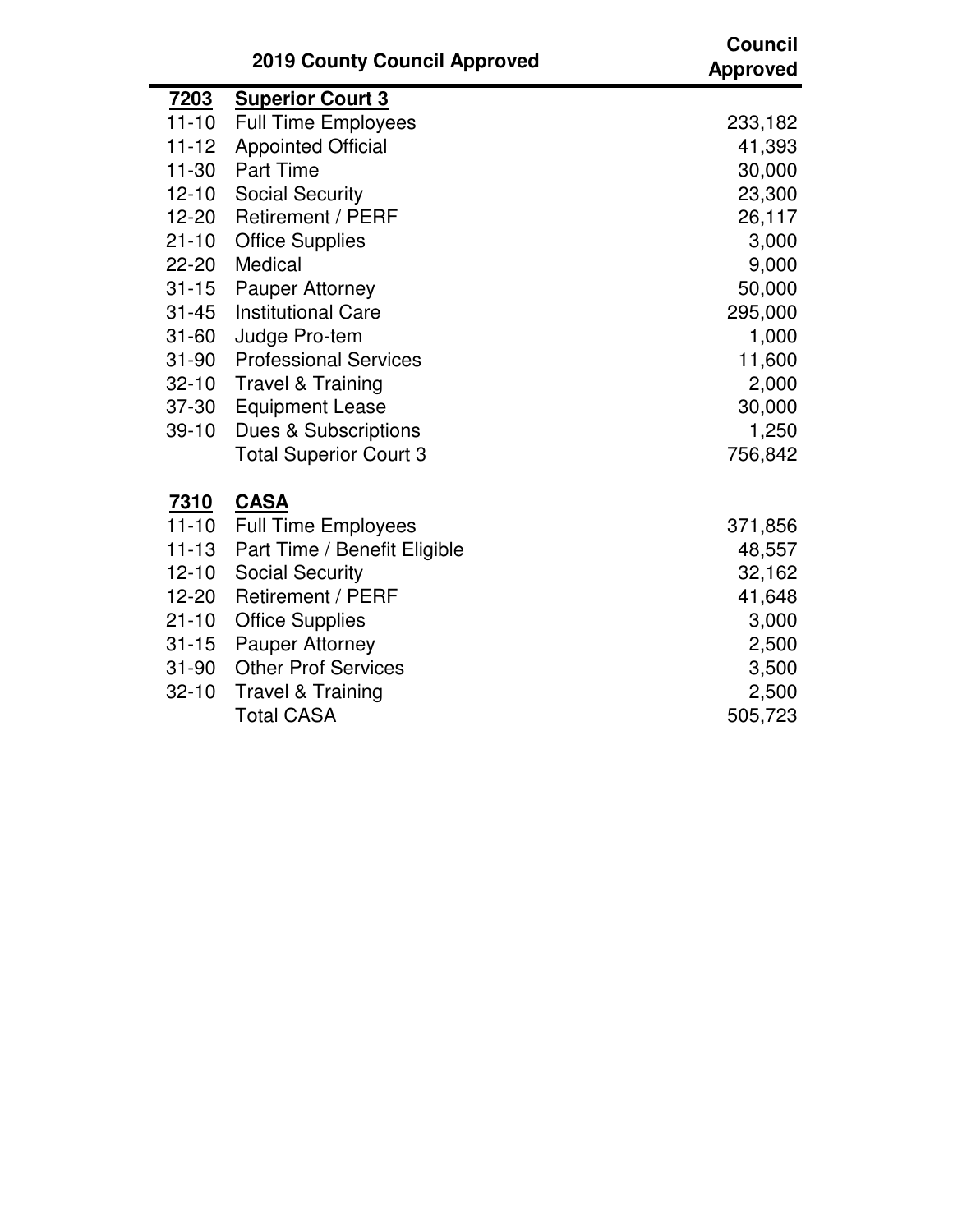|  | 2019 County Council Approved | Council Approved |
|---|---|---|
| **7203** | **Superior Court 3** |  |
| 11-10 | Full Time Employees | 233,182 |
| 11-12 | Appointed Official | 41,393 |
| 11-30 | Part Time | 30,000 |
| 12-10 | Social Security | 23,300 |
| 12-20 | Retirement / PERF | 26,117 |
| 21-10 | Office Supplies | 3,000 |
| 22-20 | Medical | 9,000 |
| 31-15 | Pauper Attorney | 50,000 |
| 31-45 | Institutional Care | 295,000 |
| 31-60 | Judge Pro-tem | 1,000 |
| 31-90 | Professional Services | 11,600 |
| 32-10 | Travel & Training | 2,000 |
| 37-30 | Equipment Lease | 30,000 |
| 39-10 | Dues & Subscriptions | 1,250 |
|  | Total Superior Court 3 | 756,842 |
|  |  |  |
| **7310** | **CASA** |  |
| 11-10 | Full Time Employees | 371,856 |
| 11-13 | Part Time / Benefit Eligible | 48,557 |
| 12-10 | Social Security | 32,162 |
| 12-20 | Retirement / PERF | 41,648 |
| 21-10 | Office Supplies | 3,000 |
| 31-15 | Pauper Attorney | 2,500 |
| 31-90 | Other Prof Services | 3,500 |
| 32-10 | Travel & Training | 2,500 |
|  | Total CASA | 505,723 |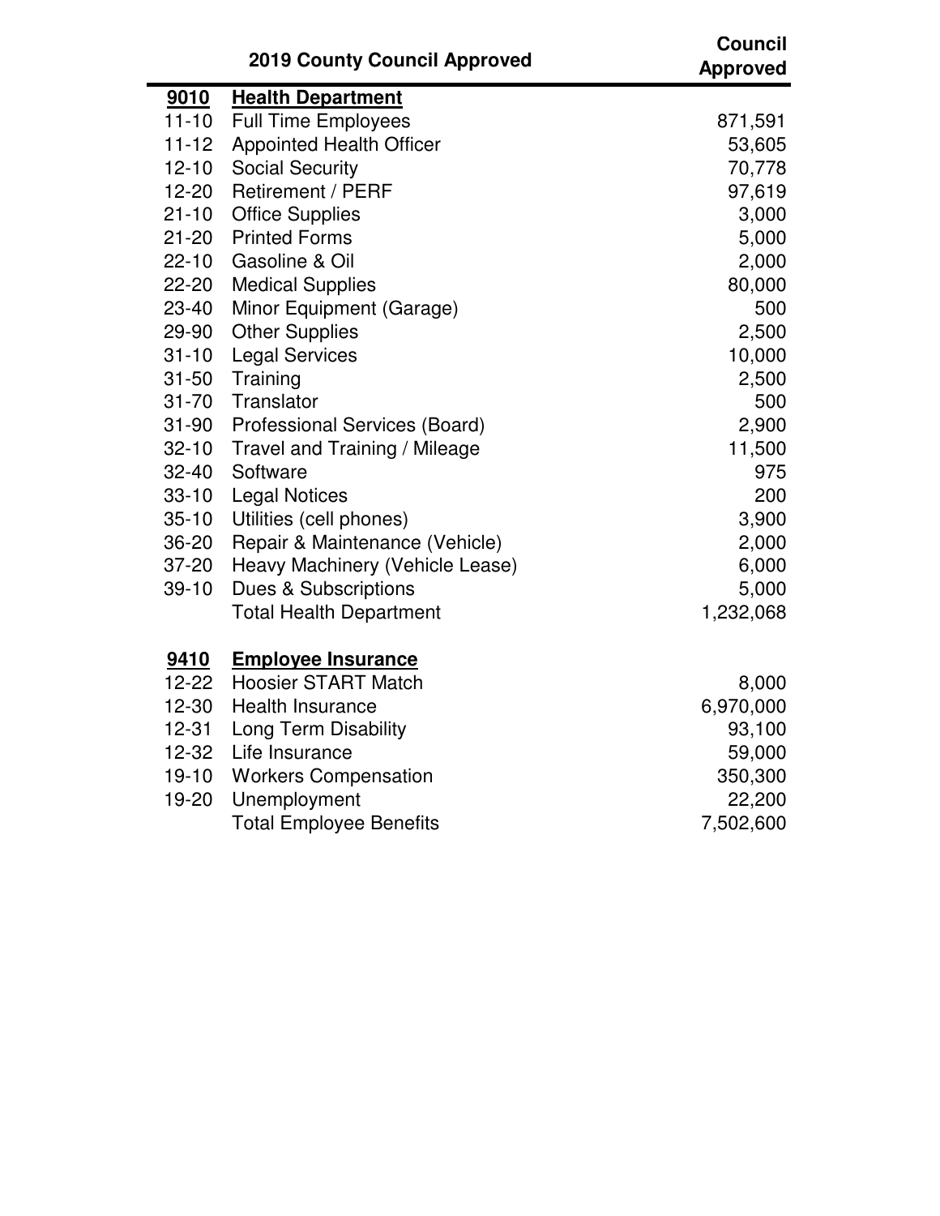| | 2019 County Council Approved | Council Approved |
|---|---|---|
| **9010** | **Health Department** | |
| 11-10 | Full Time Employees | 871,591 |
| 11-12 | Appointed Health Officer | 53,605 |
| 12-10 | Social Security | 70,778 |
| 12-20 | Retirement / PERF | 97,619 |
| 21-10 | Office Supplies | 3,000 |
| 21-20 | Printed Forms | 5,000 |
| 22-10 | Gasoline & Oil | 2,000 |
| 22-20 | Medical Supplies | 80,000 |
| 23-40 | Minor Equipment (Garage) | 500 |
| 29-90 | Other Supplies | 2,500 |
| 31-10 | Legal Services | 10,000 |
| 31-50 | Training | 2,500 |
| 31-70 | Translator | 500 |
| 31-90 | Professional Services (Board) | 2,900 |
| 32-10 | Travel and Training / Mileage | 11,500 |
| 32-40 | Software | 975 |
| 33-10 | Legal Notices | 200 |
| 35-10 | Utilities (cell phones) | 3,900 |
| 36-20 | Repair & Maintenance (Vehicle) | 2,000 |
| 37-20 | Heavy Machinery (Vehicle Lease) | 6,000 |
| 39-10 | Dues & Subscriptions | 5,000 |
| | Total Health Department | 1,232,068 |
| | | |
| **9410** | **Employee Insurance** | |
| 12-22 | Hoosier START Match | 8,000 |
| 12-30 | Health Insurance | 6,970,000 |
| 12-31 | Long Term Disability | 93,100 |
| 12-32 | Life Insurance | 59,000 |
| 19-10 | Workers Compensation | 350,300 |
| 19-20 | Unemployment | 22,200 |
| | Total Employee Benefits | 7,502,600 |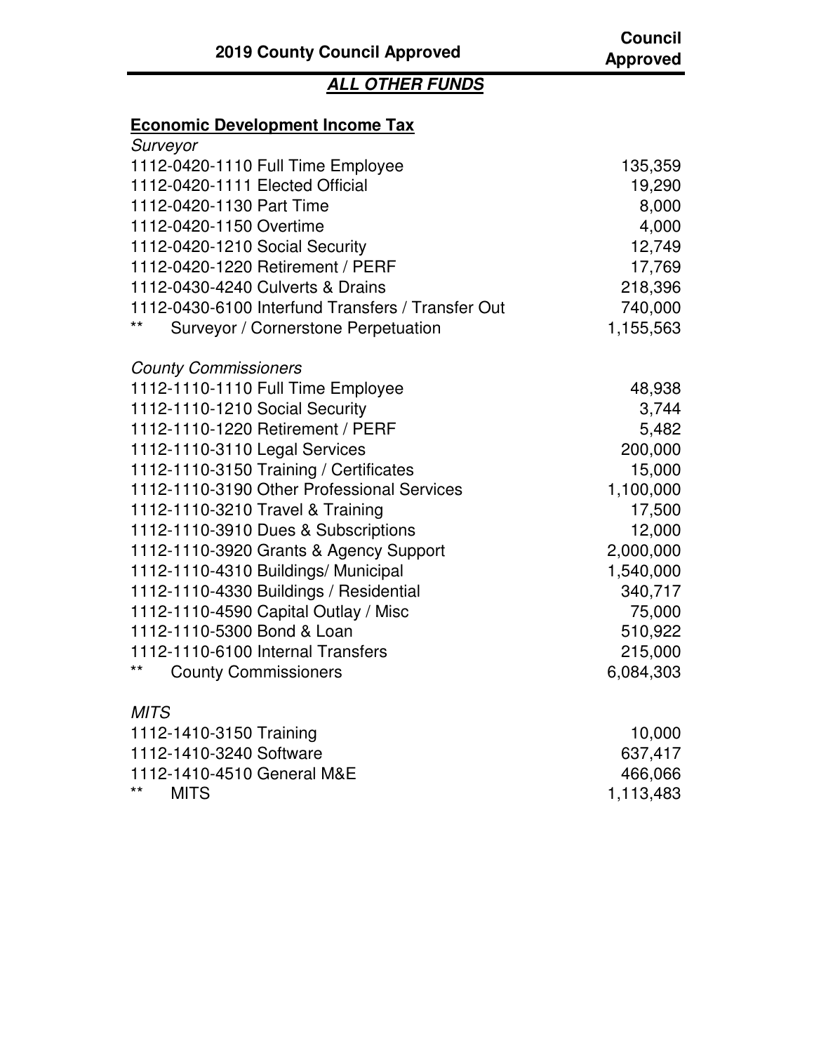| 2019 County Council Approved | Council Approved |
|---|---|

## *ALL OTHER FUNDS*

**Economic Development Income Tax**

| | |
|---|---|
| *Surveyor* | |
| 1112-0420-1110 Full Time Employee | 135,359 |
| 1112-0420-1111 Elected Official | 19,290 |
| 1112-0420-1130 Part Time | 8,000 |
| 1112-0420-1150 Overtime | 4,000 |
| 1112-0420-1210 Social Security | 12,749 |
| 1112-0420-1220 Retirement / PERF | 17,769 |
| 1112-0430-4240 Culverts & Drains | 218,396 |
| 1112-0430-6100 Interfund Transfers / Transfer Out | 740,000 |
| ** Surveyor / Cornerstone Perpetuation | 1,155,563 |
| | |
| *County Commissioners* | |
| 1112-1110-1110 Full Time Employee | 48,938 |
| 1112-1110-1210 Social Security | 3,744 |
| 1112-1110-1220 Retirement / PERF | 5,482 |
| 1112-1110-3110 Legal Services | 200,000 |
| 1112-1110-3150 Training / Certificates | 15,000 |
| 1112-1110-3190 Other Professional Services | 1,100,000 |
| 1112-1110-3210 Travel & Training | 17,500 |
| 1112-1110-3910 Dues & Subscriptions | 12,000 |
| 1112-1110-3920 Grants & Agency Support | 2,000,000 |
| 1112-1110-4310 Buildings/ Municipal | 1,540,000 |
| 1112-1110-4330 Buildings / Residential | 340,717 |
| 1112-1110-4590 Capital Outlay / Misc | 75,000 |
| 1112-1110-5300 Bond & Loan | 510,922 |
| 1112-1110-6100 Internal Transfers | 215,000 |
| ** County Commissioners | 6,084,303 |
| | |
| *MITS* | |
| 1112-1410-3150 Training | 10,000 |
| 1112-1410-3240 Software | 637,417 |
| 1112-1410-4510 General M&E | 466,066 |
| ** MITS | 1,113,483 |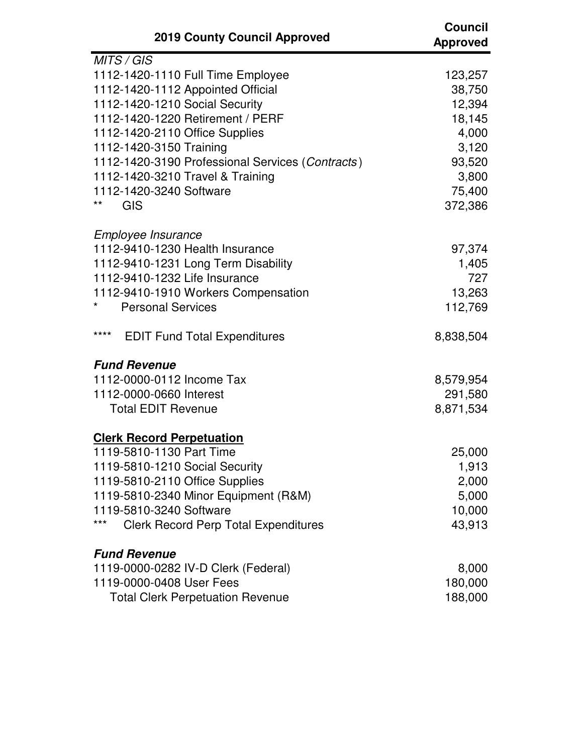| 2019 County Council Approved | Council Approved |
|---|---|
| *MITS / GIS* | |
| 1112-1420-1110 Full Time Employee | 123,257 |
| 1112-1420-1112 Appointed Official | 38,750 |
| 1112-1420-1210 Social Security | 12,394 |
| 1112-1420-1220 Retirement / PERF | 18,145 |
| 1112-1420-2110 Office Supplies | 4,000 |
| 1112-1420-3150 Training | 3,120 |
| 1112-1420-3190 Professional Services (*Contracts*) | 93,520 |
| 1112-1420-3210 Travel & Training | 3,800 |
| 1112-1420-3240 Software | 75,400 |
| ** GIS | 372,386 |
| | |
| *Employee Insurance* | |
| 1112-9410-1230 Health Insurance | 97,374 |
| 1112-9410-1231 Long Term Disability | 1,405 |
| 1112-9410-1232 Life Insurance | 727 |
| 1112-9410-1910 Workers Compensation | 13,263 |
| * Personal Services | 112,769 |
| | |
| **** EDIT Fund Total Expenditures | 8,838,504 |
| | |
| ***Fund Revenue*** | |
| 1112-0000-0112 Income Tax | 8,579,954 |
| 1112-0000-0660 Interest | 291,580 |
| Total EDIT Revenue | 8,871,534 |
| | |
| **Clerk Record Perpetuation** | |
| 1119-5810-1130 Part Time | 25,000 |
| 1119-5810-1210 Social Security | 1,913 |
| 1119-5810-2110 Office Supplies | 2,000 |
| 1119-5810-2340 Minor Equipment (R&M) | 5,000 |
| 1119-5810-3240 Software | 10,000 |
| *** Clerk Record Perp Total Expenditures | 43,913 |
| | |
| ***Fund Revenue*** | |
| 1119-0000-0282 IV-D Clerk (Federal) | 8,000 |
| 1119-0000-0408 User Fees | 180,000 |
| Total Clerk Perpetuation Revenue | 188,000 |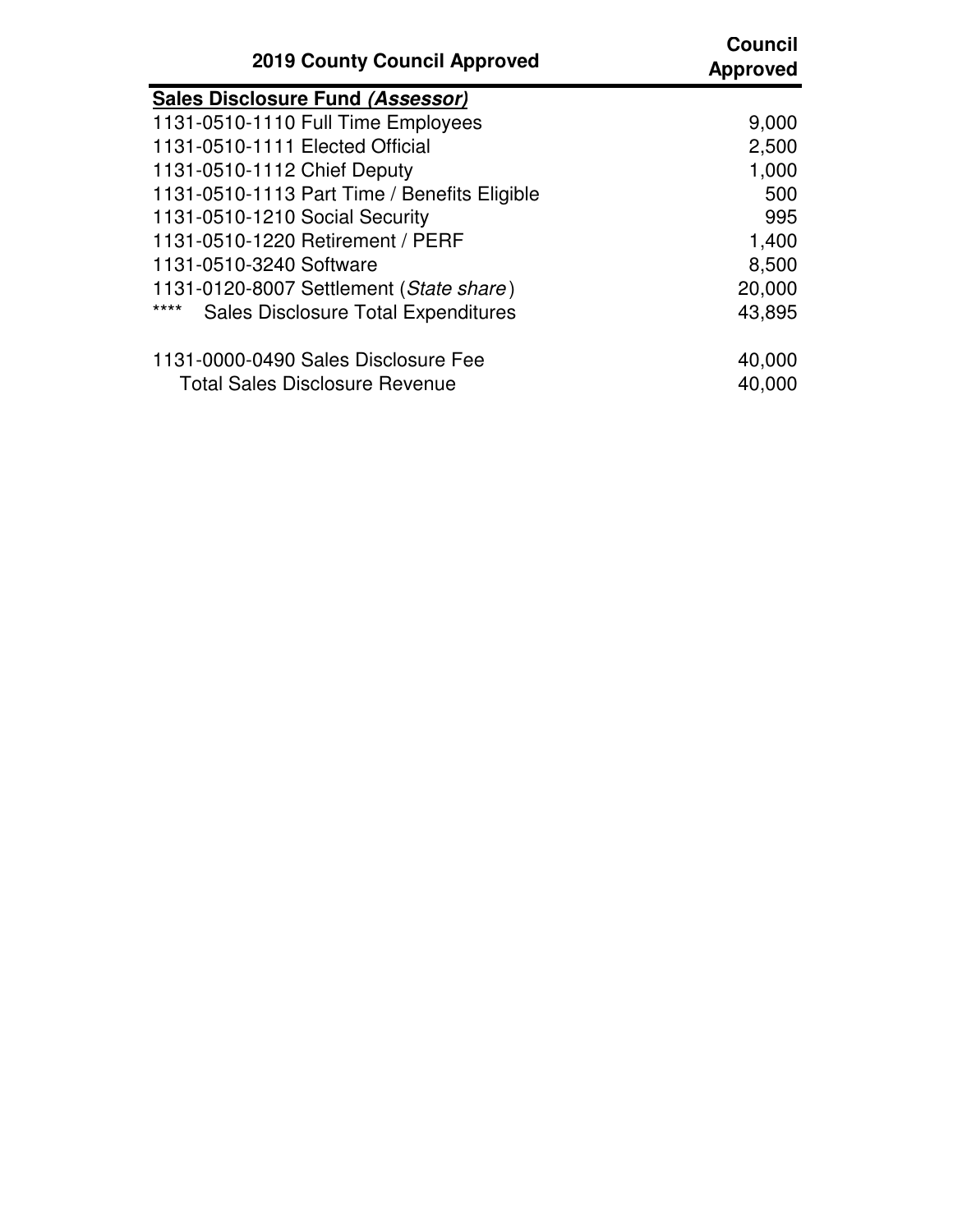| 2019 County Council Approved | Council Approved |
| --- | --- |
| ***Sales Disclosure Fund*** ***(Assessor)*** | |
| 1131-0510-1110 Full Time Employees | 9,000 |
| 1131-0510-1111 Elected Official | 2,500 |
| 1131-0510-1112 Chief Deputy | 1,000 |
| 1131-0510-1113 Part Time / Benefits Eligible | 500 |
| 1131-0510-1210 Social Security | 995 |
| 1131-0510-1220 Retirement / PERF | 1,400 |
| 1131-0510-3240 Software | 8,500 |
| 1131-0120-8007 Settlement (*State share*) | 20,000 |
| **** Sales Disclosure Total Expenditures | 43,895 |
| | |
| 1131-0000-0490 Sales Disclosure Fee | 40,000 |
| Total Sales Disclosure Revenue | 40,000 |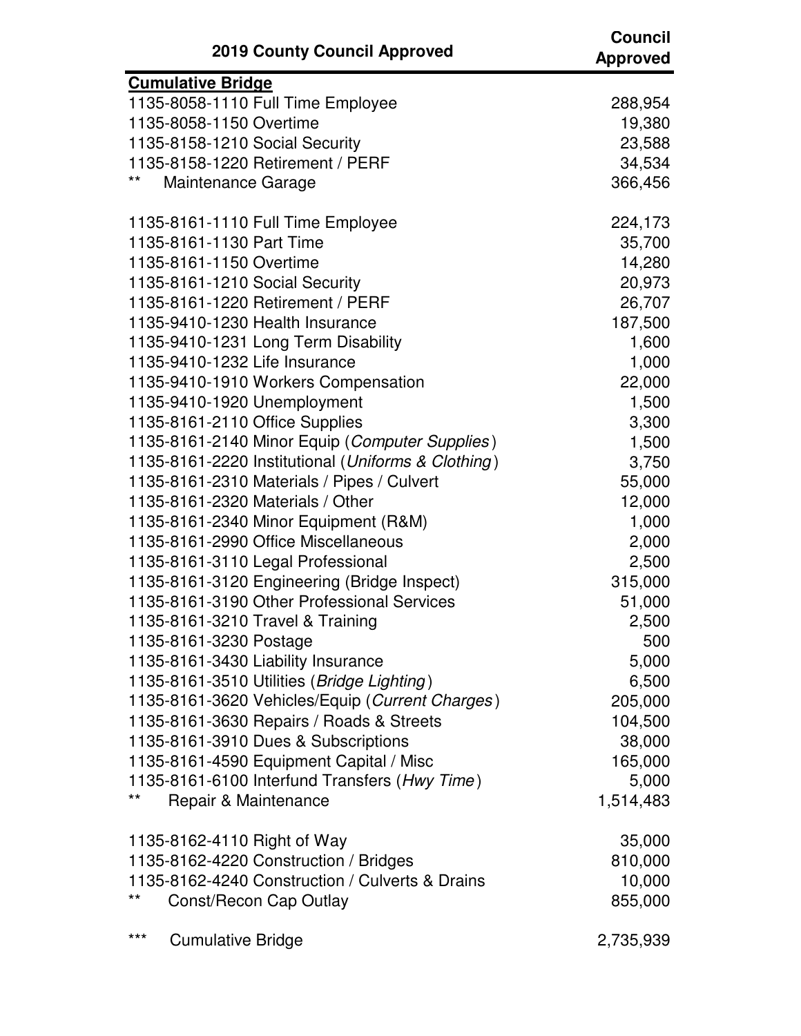| 2019 County Council Approved | Council Approved |
|---|---|
| **Cumulative Bridge** | |
| 1135-8058-1110 Full Time Employee | 288,954 |
| 1135-8058-1150 Overtime | 19,380 |
| 1135-8158-1210 Social Security | 23,588 |
| 1135-8158-1220 Retirement / PERF | 34,534 |
| ** Maintenance Garage | 366,456 |
| | |
| 1135-8161-1110 Full Time Employee | 224,173 |
| 1135-8161-1130 Part Time | 35,700 |
| 1135-8161-1150 Overtime | 14,280 |
| 1135-8161-1210 Social Security | 20,973 |
| 1135-8161-1220 Retirement / PERF | 26,707 |
| 1135-9410-1230 Health Insurance | 187,500 |
| 1135-9410-1231 Long Term Disability | 1,600 |
| 1135-9410-1232 Life Insurance | 1,000 |
| 1135-9410-1910 Workers Compensation | 22,000 |
| 1135-9410-1920 Unemployment | 1,500 |
| 1135-8161-2110 Office Supplies | 3,300 |
| 1135-8161-2140 Minor Equip (*Computer Supplies*) | 1,500 |
| 1135-8161-2220 Institutional (*Uniforms & Clothing*) | 3,750 |
| 1135-8161-2310 Materials / Pipes / Culvert | 55,000 |
| 1135-8161-2320 Materials / Other | 12,000 |
| 1135-8161-2340 Minor Equipment (R&M) | 1,000 |
| 1135-8161-2990 Office Miscellaneous | 2,000 |
| 1135-8161-3110 Legal Professional | 2,500 |
| 1135-8161-3120 Engineering (Bridge Inspect) | 315,000 |
| 1135-8161-3190 Other Professional Services | 51,000 |
| 1135-8161-3210 Travel & Training | 2,500 |
| 1135-8161-3230 Postage | 500 |
| 1135-8161-3430 Liability Insurance | 5,000 |
| 1135-8161-3510 Utilities (*Bridge Lighting*) | 6,500 |
| 1135-8161-3620 Vehicles/Equip (*Current Charges*) | 205,000 |
| 1135-8161-3630 Repairs / Roads & Streets | 104,500 |
| 1135-8161-3910 Dues & Subscriptions | 38,000 |
| 1135-8161-4590 Equipment Capital / Misc | 165,000 |
| 1135-8161-6100 Interfund Transfers (*Hwy Time*) | 5,000 |
| ** Repair & Maintenance | 1,514,483 |
| | |
| 1135-8162-4110 Right of Way | 35,000 |
| 1135-8162-4220 Construction / Bridges | 810,000 |
| 1135-8162-4240 Construction / Culverts & Drains | 10,000 |
| ** Const/Recon Cap Outlay | 855,000 |
| | |
| *** Cumulative Bridge | 2,735,939 |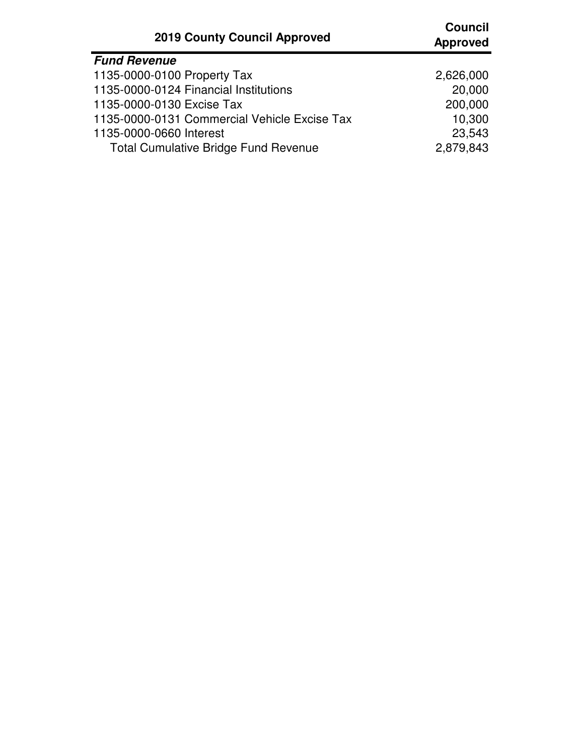| 2019 County Council Approved | Council Approved |
|---|---|
| ***Fund Revenue*** | |
| 1135-0000-0100 Property Tax | 2,626,000 |
| 1135-0000-0124 Financial Institutions | 20,000 |
| 1135-0000-0130 Excise Tax | 200,000 |
| 1135-0000-0131 Commercial Vehicle Excise Tax | 10,300 |
| 1135-0000-0660 Interest | 23,543 |
| Total Cumulative Bridge Fund Revenue | 2,879,843 |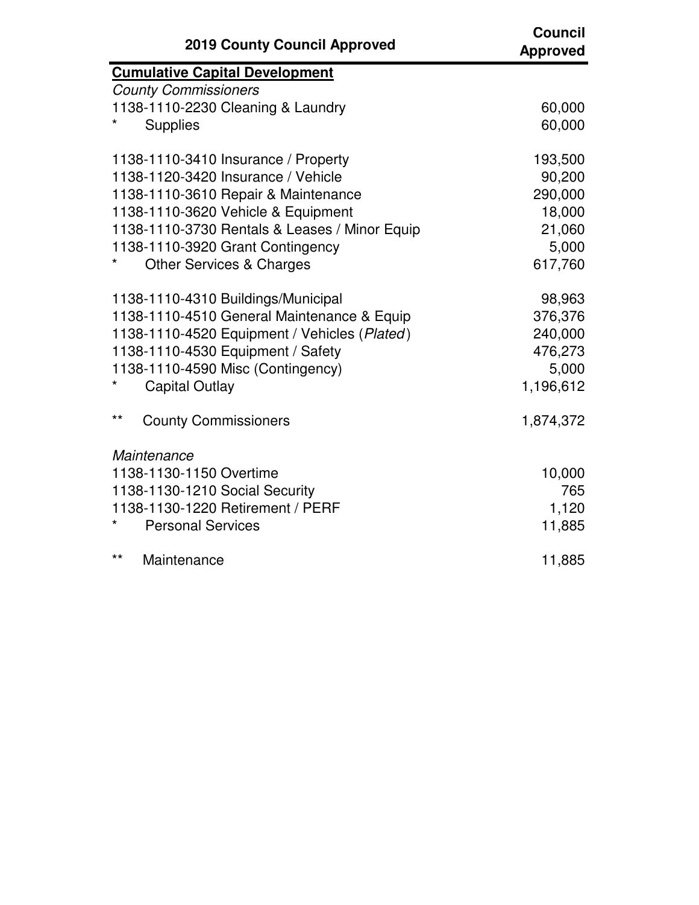| 2019 County Council Approved | Council Approved |
|---|---|
| **Cumulative Capital Development** | |
| *County Commissioners* | |
| 1138-1110-2230 Cleaning & Laundry | 60,000 |
| * Supplies | 60,000 |
| | |
| 1138-1110-3410 Insurance / Property | 193,500 |
| 1138-1120-3420 Insurance / Vehicle | 90,200 |
| 1138-1110-3610 Repair & Maintenance | 290,000 |
| 1138-1110-3620 Vehicle & Equipment | 18,000 |
| 1138-1110-3730 Rentals & Leases / Minor Equip | 21,060 |
| 1138-1110-3920 Grant Contingency | 5,000 |
| * Other Services & Charges | 617,760 |
| | |
| 1138-1110-4310 Buildings/Municipal | 98,963 |
| 1138-1110-4510 General Maintenance & Equip | 376,376 |
| 1138-1110-4520 Equipment / Vehicles (*Plated*) | 240,000 |
| 1138-1110-4530 Equipment / Safety | 476,273 |
| 1138-1110-4590 Misc (Contingency) | 5,000 |
| * Capital Outlay | 1,196,612 |
| | |
| ** County Commissioners | 1,874,372 |
| | |
| *Maintenance* | |
| 1138-1130-1150 Overtime | 10,000 |
| 1138-1130-1210 Social Security | 765 |
| 1138-1130-1220 Retirement / PERF | 1,120 |
| * Personal Services | 11,885 |
| | |
| ** Maintenance | 11,885 |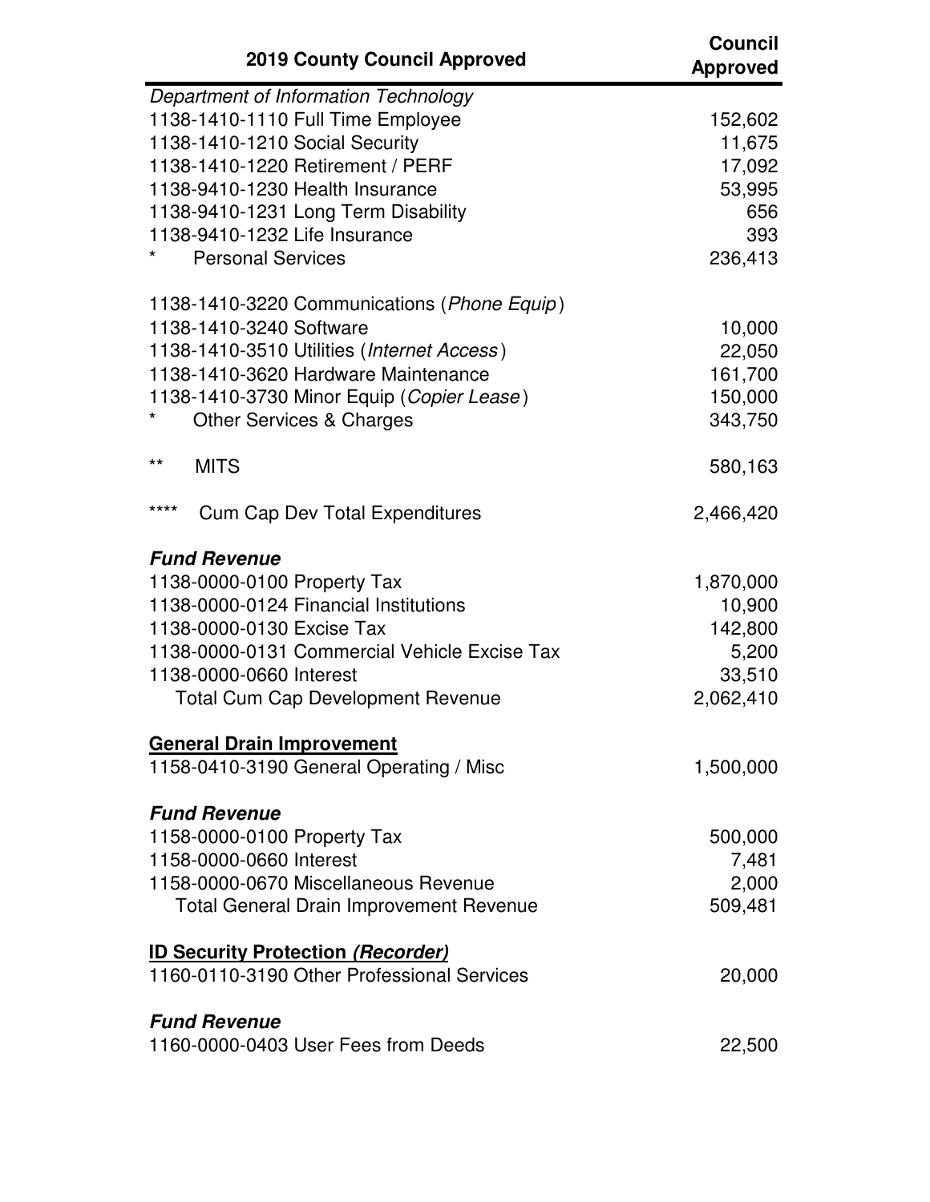| 2019 County Council Approved | Council Approved |
|---|---|
| *Department of Information Technology* | |
| 1138-1410-1110 Full Time Employee | 152,602 |
| 1138-1410-1210 Social Security | 11,675 |
| 1138-1410-1220 Retirement / PERF | 17,092 |
| 1138-9410-1230 Health Insurance | 53,995 |
| 1138-9410-1231 Long Term Disability | 656 |
| 1138-9410-1232 Life Insurance | 393 |
| * Personal Services | 236,413 |
| | |
| 1138-1410-3220 Communications (*Phone Equip*) | |
| 1138-1410-3240 Software | 10,000 |
| 1138-1410-3510 Utilities (*Internet Access*) | 22,050 |
| 1138-1410-3620 Hardware Maintenance | 161,700 |
| 1138-1410-3730 Minor Equip (*Copier Lease*) | 150,000 |
| * Other Services & Charges | 343,750 |
| | |
| ** MITS | 580,163 |
| | |
| **** Cum Cap Dev Total Expenditures | 2,466,420 |
| | |
| ***Fund Revenue*** | |
| 1138-0000-0100 Property Tax | 1,870,000 |
| 1138-0000-0124 Financial Institutions | 10,900 |
| 1138-0000-0130 Excise Tax | 142,800 |
| 1138-0000-0131 Commercial Vehicle Excise Tax | 5,200 |
| 1138-0000-0660 Interest | 33,510 |
| Total Cum Cap Development Revenue | 2,062,410 |
| | |
| **General Drain Improvement** | |
| 1158-0410-3190 General Operating / Misc | 1,500,000 |
| | |
| ***Fund Revenue*** | |
| 1158-0000-0100 Property Tax | 500,000 |
| 1158-0000-0660 Interest | 7,481 |
| 1158-0000-0670 Miscellaneous Revenue | 2,000 |
| Total General Drain Improvement Revenue | 509,481 |
| | |
| **ID Security Protection *(Recorder)*** | |
| 1160-0110-3190 Other Professional Services | 20,000 |
| | |
| ***Fund Revenue*** | |
| 1160-0000-0403 User Fees from Deeds | 22,500 |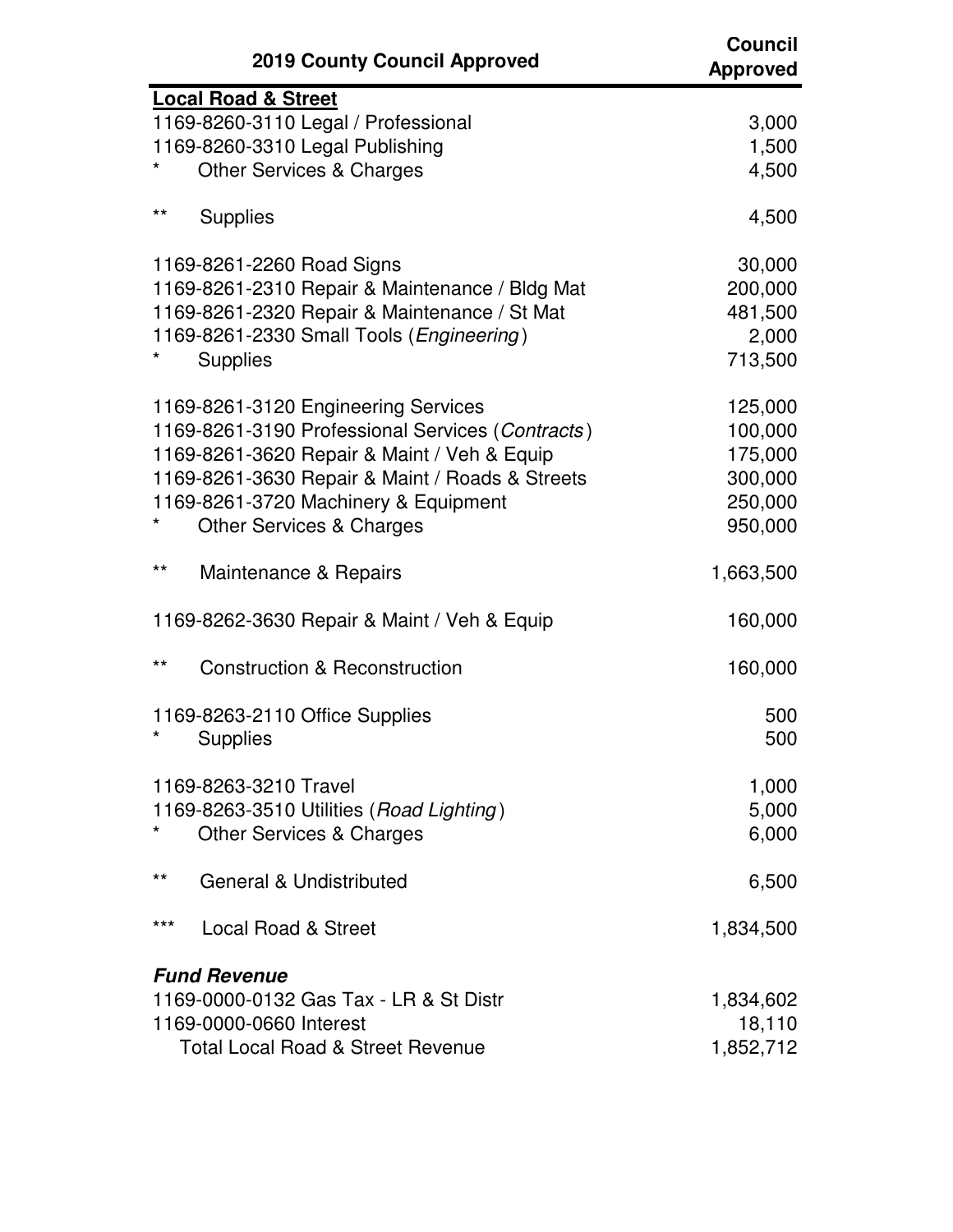| 2019 County Council Approved | Council Approved |
|---|---|
| **Local Road & Street** | |
| 1169-8260-3110 Legal / Professional | 3,000 |
| 1169-8260-3310 Legal Publishing | 1,500 |
| * Other Services & Charges | 4,500 |
| | |
| ** Supplies | 4,500 |
| | |
| 1169-8261-2260 Road Signs | 30,000 |
| 1169-8261-2310 Repair & Maintenance / Bldg Mat | 200,000 |
| 1169-8261-2320 Repair & Maintenance / St Mat | 481,500 |
| 1169-8261-2330 Small Tools (*Engineering*) | 2,000 |
| * Supplies | 713,500 |
| | |
| 1169-8261-3120 Engineering Services | 125,000 |
| 1169-8261-3190 Professional Services (*Contracts*) | 100,000 |
| 1169-8261-3620 Repair & Maint / Veh & Equip | 175,000 |
| 1169-8261-3630 Repair & Maint / Roads & Streets | 300,000 |
| 1169-8261-3720 Machinery & Equipment | 250,000 |
| * Other Services & Charges | 950,000 |
| | |
| ** Maintenance & Repairs | 1,663,500 |
| | |
| 1169-8262-3630 Repair & Maint / Veh & Equip | 160,000 |
| | |
| ** Construction & Reconstruction | 160,000 |
| | |
| 1169-8263-2110 Office Supplies | 500 |
| * Supplies | 500 |
| | |
| 1169-8263-3210 Travel | 1,000 |
| 1169-8263-3510 Utilities (*Road Lighting*) | 5,000 |
| * Other Services & Charges | 6,000 |
| | |
| ** General & Undistributed | 6,500 |
| | |
| *** Local Road & Street | 1,834,500 |
| | |
| ***Fund Revenue*** | |
| 1169-0000-0132 Gas Tax - LR & St Distr | 1,834,602 |
| 1169-0000-0660 Interest | 18,110 |
| Total Local Road & Street Revenue | 1,852,712 |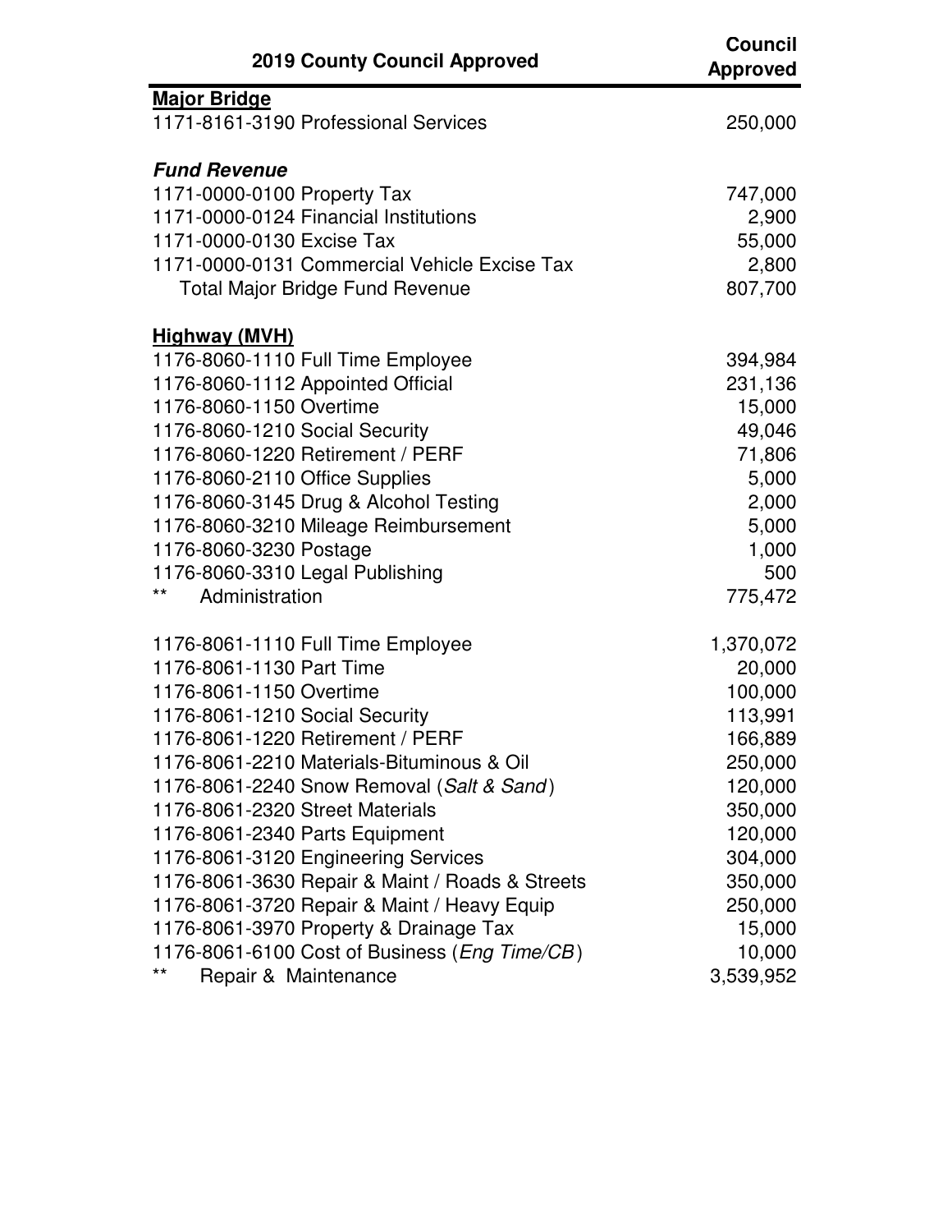| 2019 County Council Approved | Council Approved |
|---|---|
| **Major Bridge** | |
| 1171-8161-3190 Professional Services | 250,000 |
| | |
| ***Fund Revenue*** | |
| 1171-0000-0100 Property Tax | 747,000 |
| 1171-0000-0124 Financial Institutions | 2,900 |
| 1171-0000-0130 Excise Tax | 55,000 |
| 1171-0000-0131 Commercial Vehicle Excise Tax | 2,800 |
| Total Major Bridge Fund Revenue | 807,700 |
| | |
| **Highway (MVH)** | |
| 1176-8060-1110 Full Time Employee | 394,984 |
| 1176-8060-1112 Appointed Official | 231,136 |
| 1176-8060-1150 Overtime | 15,000 |
| 1176-8060-1210 Social Security | 49,046 |
| 1176-8060-1220 Retirement / PERF | 71,806 |
| 1176-8060-2110 Office Supplies | 5,000 |
| 1176-8060-3145 Drug & Alcohol Testing | 2,000 |
| 1176-8060-3210 Mileage Reimbursement | 5,000 |
| 1176-8060-3230 Postage | 1,000 |
| 1176-8060-3310 Legal Publishing | 500 |
| ** Administration | 775,472 |
| | |
| 1176-8061-1110 Full Time Employee | 1,370,072 |
| 1176-8061-1130 Part Time | 20,000 |
| 1176-8061-1150 Overtime | 100,000 |
| 1176-8061-1210 Social Security | 113,991 |
| 1176-8061-1220 Retirement / PERF | 166,889 |
| 1176-8061-2210 Materials-Bituminous & Oil | 250,000 |
| 1176-8061-2240 Snow Removal (*Salt & Sand*) | 120,000 |
| 1176-8061-2320 Street Materials | 350,000 |
| 1176-8061-2340 Parts Equipment | 120,000 |
| 1176-8061-3120 Engineering Services | 304,000 |
| 1176-8061-3630 Repair & Maint / Roads & Streets | 350,000 |
| 1176-8061-3720 Repair & Maint / Heavy Equip | 250,000 |
| 1176-8061-3970 Property & Drainage Tax | 15,000 |
| 1176-8061-6100 Cost of Business (*Eng Time/CB*) | 10,000 |
| ** Repair & Maintenance | 3,539,952 |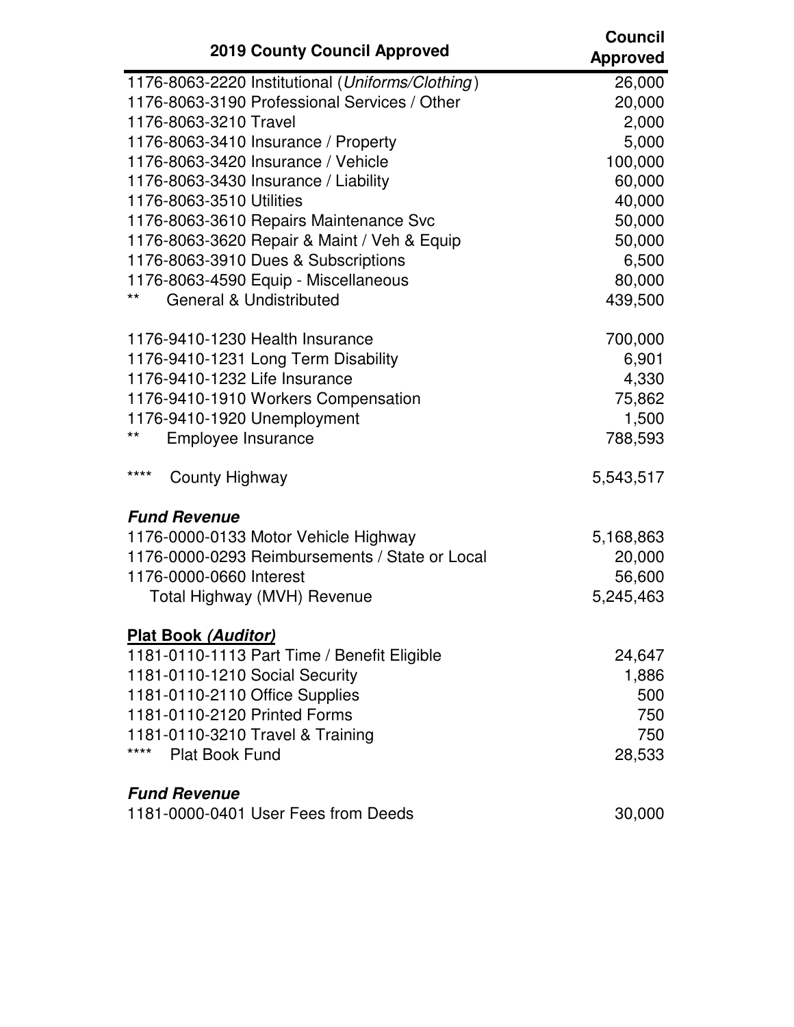| 2019 County Council Approved | Council Approved |
| --- | --- |
| 1176-8063-2220 Institutional (*Uniforms/Clothing*) | 26,000 |
| 1176-8063-3190 Professional Services / Other | 20,000 |
| 1176-8063-3210 Travel | 2,000 |
| 1176-8063-3410 Insurance / Property | 5,000 |
| 1176-8063-3420 Insurance / Vehicle | 100,000 |
| 1176-8063-3430 Insurance / Liability | 60,000 |
| 1176-8063-3510 Utilities | 40,000 |
| 1176-8063-3610 Repairs Maintenance Svc | 50,000 |
| 1176-8063-3620 Repair & Maint / Veh & Equip | 50,000 |
| 1176-8063-3910 Dues & Subscriptions | 6,500 |
| 1176-8063-4590 Equip - Miscellaneous | 80,000 |
| ** General & Undistributed | 439,500 |
| | |
| 1176-9410-1230 Health Insurance | 700,000 |
| 1176-9410-1231 Long Term Disability | 6,901 |
| 1176-9410-1232 Life Insurance | 4,330 |
| 1176-9410-1910 Workers Compensation | 75,862 |
| 1176-9410-1920 Unemployment | 1,500 |
| ** Employee Insurance | 788,593 |
| | |
| **** County Highway | 5,543,517 |
| | |
| ***Fund Revenue*** | |
| 1176-0000-0133 Motor Vehicle Highway | 5,168,863 |
| 1176-0000-0293 Reimbursements / State or Local | 20,000 |
| 1176-0000-0660 Interest | 56,600 |
| Total Highway (MVH) Revenue | 5,245,463 |
| | |
| **Plat Book *(Auditor)*** | |
| 1181-0110-1113 Part Time / Benefit Eligible | 24,647 |
| 1181-0110-1210 Social Security | 1,886 |
| 1181-0110-2110 Office Supplies | 500 |
| 1181-0110-2120 Printed Forms | 750 |
| 1181-0110-3210 Travel & Training | 750 |
| **** Plat Book Fund | 28,533 |
| | |
| ***Fund Revenue*** | |
| 1181-0000-0401 User Fees from Deeds | 30,000 |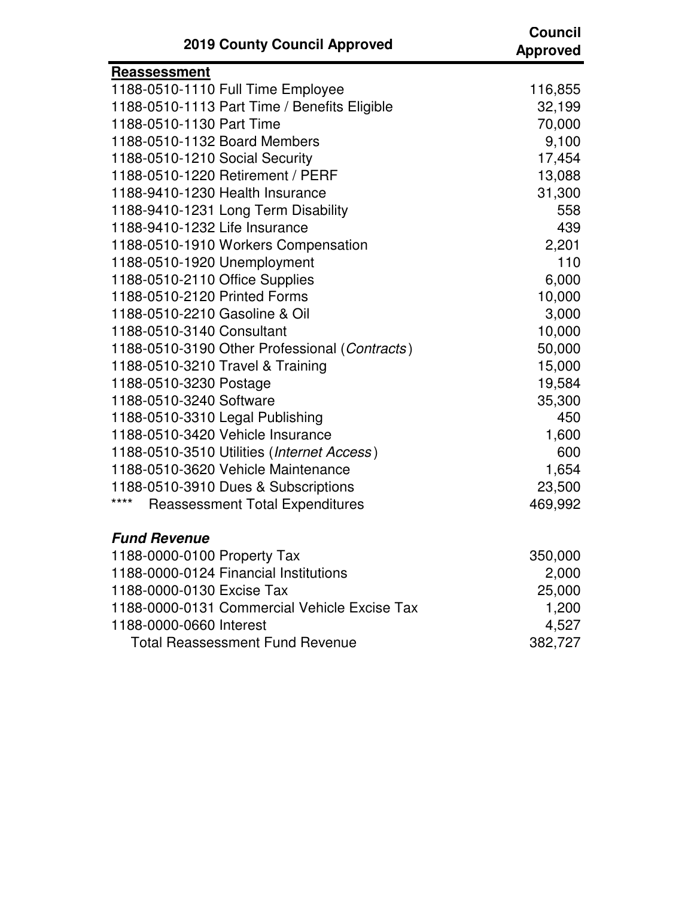| 2019 County Council Approved | Council Approved |
|---|---|
| **Reassessment** | |
| 1188-0510-1110 Full Time Employee | 116,855 |
| 1188-0510-1113 Part Time / Benefits Eligible | 32,199 |
| 1188-0510-1130 Part Time | 70,000 |
| 1188-0510-1132 Board Members | 9,100 |
| 1188-0510-1210 Social Security | 17,454 |
| 1188-0510-1220 Retirement / PERF | 13,088 |
| 1188-9410-1230 Health Insurance | 31,300 |
| 1188-9410-1231 Long Term Disability | 558 |
| 1188-9410-1232 Life Insurance | 439 |
| 1188-0510-1910 Workers Compensation | 2,201 |
| 1188-0510-1920 Unemployment | 110 |
| 1188-0510-2110 Office Supplies | 6,000 |
| 1188-0510-2120 Printed Forms | 10,000 |
| 1188-0510-2210 Gasoline & Oil | 3,000 |
| 1188-0510-3140 Consultant | 10,000 |
| 1188-0510-3190 Other Professional (*Contracts*) | 50,000 |
| 1188-0510-3210 Travel & Training | 15,000 |
| 1188-0510-3230 Postage | 19,584 |
| 1188-0510-3240 Software | 35,300 |
| 1188-0510-3310 Legal Publishing | 450 |
| 1188-0510-3420 Vehicle Insurance | 1,600 |
| 1188-0510-3510 Utilities (*Internet Access*) | 600 |
| 1188-0510-3620 Vehicle Maintenance | 1,654 |
| 1188-0510-3910 Dues & Subscriptions | 23,500 |
| **** Reassessment Total Expenditures | 469,992 |
| | |
| ***Fund Revenue*** | |
| 1188-0000-0100 Property Tax | 350,000 |
| 1188-0000-0124 Financial Institutions | 2,000 |
| 1188-0000-0130 Excise Tax | 25,000 |
| 1188-0000-0131 Commercial Vehicle Excise Tax | 1,200 |
| 1188-0000-0660 Interest | 4,527 |
| Total Reassessment Fund Revenue | 382,727 |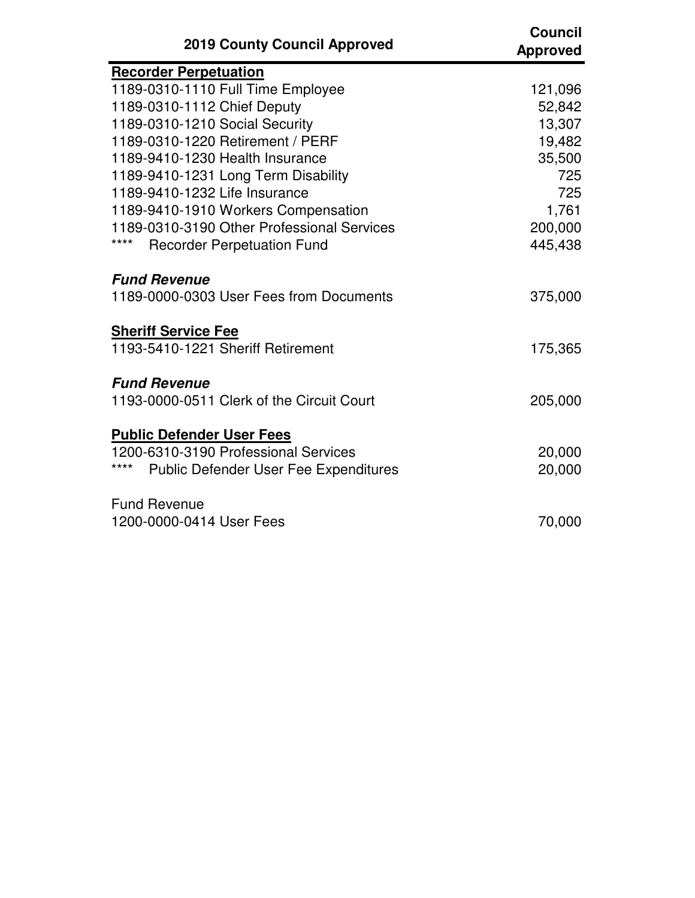| 2019 County Council Approved | Council Approved |
|---|---|
| **Recorder Perpetuation** | |
| 1189-0310-1110 Full Time Employee | 121,096 |
| 1189-0310-1112 Chief Deputy | 52,842 |
| 1189-0310-1210 Social Security | 13,307 |
| 1189-0310-1220 Retirement / PERF | 19,482 |
| 1189-9410-1230 Health Insurance | 35,500 |
| 1189-9410-1231 Long Term Disability | 725 |
| 1189-9410-1232 Life Insurance | 725 |
| 1189-9410-1910 Workers Compensation | 1,761 |
| 1189-0310-3190 Other Professional Services | 200,000 |
| **** Recorder Perpetuation Fund | 445,438 |
| | |
| ***Fund Revenue*** | |
| 1189-0000-0303 User Fees from Documents | 375,000 |
| | |
| **Sheriff Service Fee** | |
| 1193-5410-1221 Sheriff Retirement | 175,365 |
| | |
| ***Fund Revenue*** | |
| 1193-0000-0511 Clerk of the Circuit Court | 205,000 |
| | |
| **Public Defender User Fees** | |
| 1200-6310-3190 Professional Services | 20,000 |
| **** Public Defender User Fee Expenditures | 20,000 |
| | |
| Fund Revenue | |
| 1200-0000-0414 User Fees | 70,000 |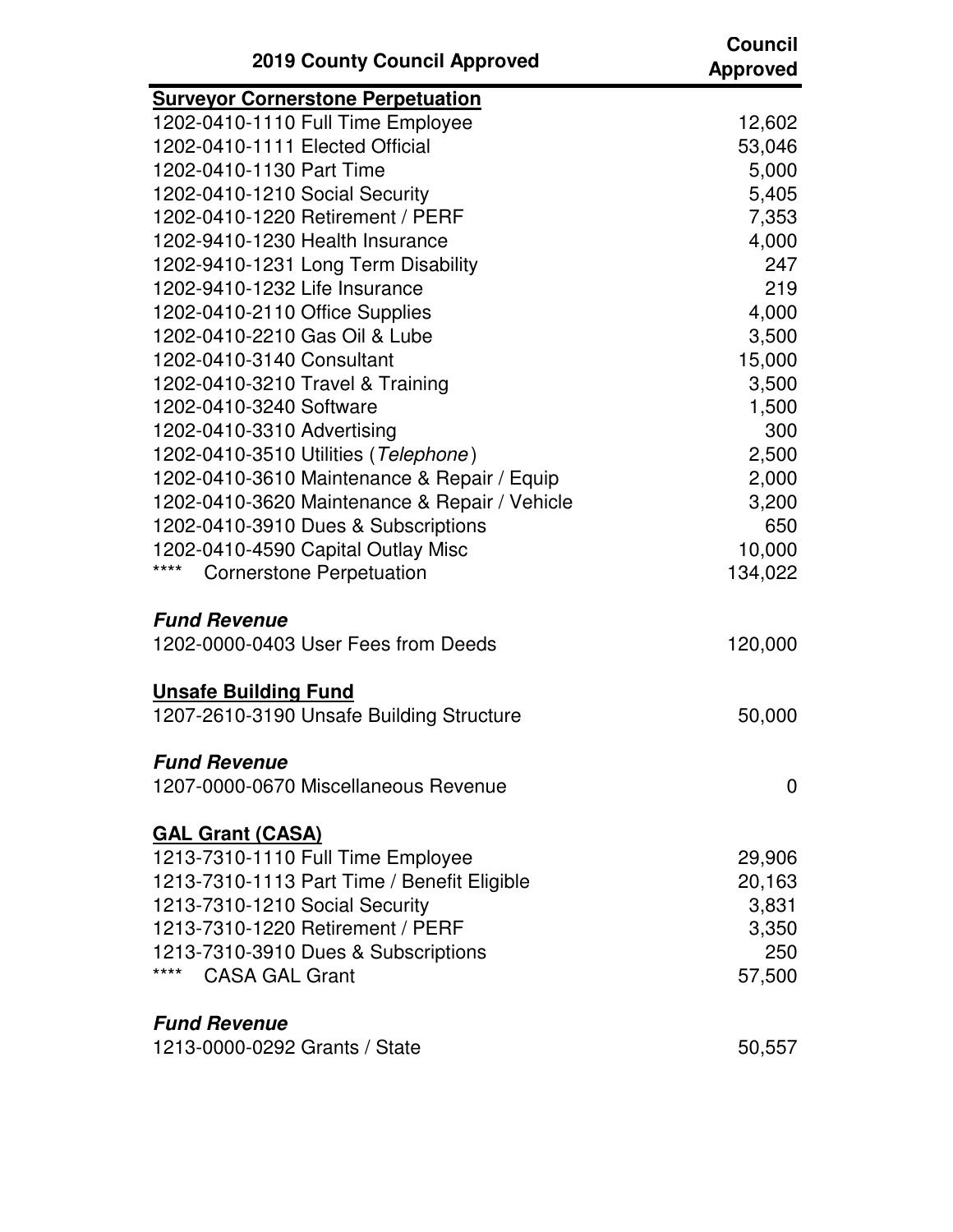| 2019 County Council Approved | Council Approved |
|---|---|
| **Surveyor Cornerstone Perpetuation** | |
| 1202-0410-1110 Full Time Employee | 12,602 |
| 1202-0410-1111 Elected Official | 53,046 |
| 1202-0410-1130 Part Time | 5,000 |
| 1202-0410-1210 Social Security | 5,405 |
| 1202-0410-1220 Retirement / PERF | 7,353 |
| 1202-9410-1230 Health Insurance | 4,000 |
| 1202-9410-1231 Long Term Disability | 247 |
| 1202-9410-1232 Life Insurance | 219 |
| 1202-0410-2110 Office Supplies | 4,000 |
| 1202-0410-2210 Gas Oil & Lube | 3,500 |
| 1202-0410-3140 Consultant | 15,000 |
| 1202-0410-3210 Travel & Training | 3,500 |
| 1202-0410-3240 Software | 1,500 |
| 1202-0410-3310 Advertising | 300 |
| 1202-0410-3510 Utilities (*Telephone*) | 2,500 |
| 1202-0410-3610 Maintenance & Repair / Equip | 2,000 |
| 1202-0410-3620 Maintenance & Repair / Vehicle | 3,200 |
| 1202-0410-3910 Dues & Subscriptions | 650 |
| 1202-0410-4590 Capital Outlay Misc | 10,000 |
| **** Cornerstone Perpetuation | 134,022 |
| | |
| ***Fund Revenue*** | |
| 1202-0000-0403 User Fees from Deeds | 120,000 |
| | |
| **Unsafe Building Fund** | |
| 1207-2610-3190 Unsafe Building Structure | 50,000 |
| | |
| ***Fund Revenue*** | |
| 1207-0000-0670 Miscellaneous Revenue | 0 |
| | |
| **GAL Grant (CASA)** | |
| 1213-7310-1110 Full Time Employee | 29,906 |
| 1213-7310-1113 Part Time / Benefit Eligible | 20,163 |
| 1213-7310-1210 Social Security | 3,831 |
| 1213-7310-1220 Retirement / PERF | 3,350 |
| 1213-7310-3910 Dues & Subscriptions | 250 |
| **** CASA GAL Grant | 57,500 |
| | |
| ***Fund Revenue*** | |
| 1213-0000-0292 Grants / State | 50,557 |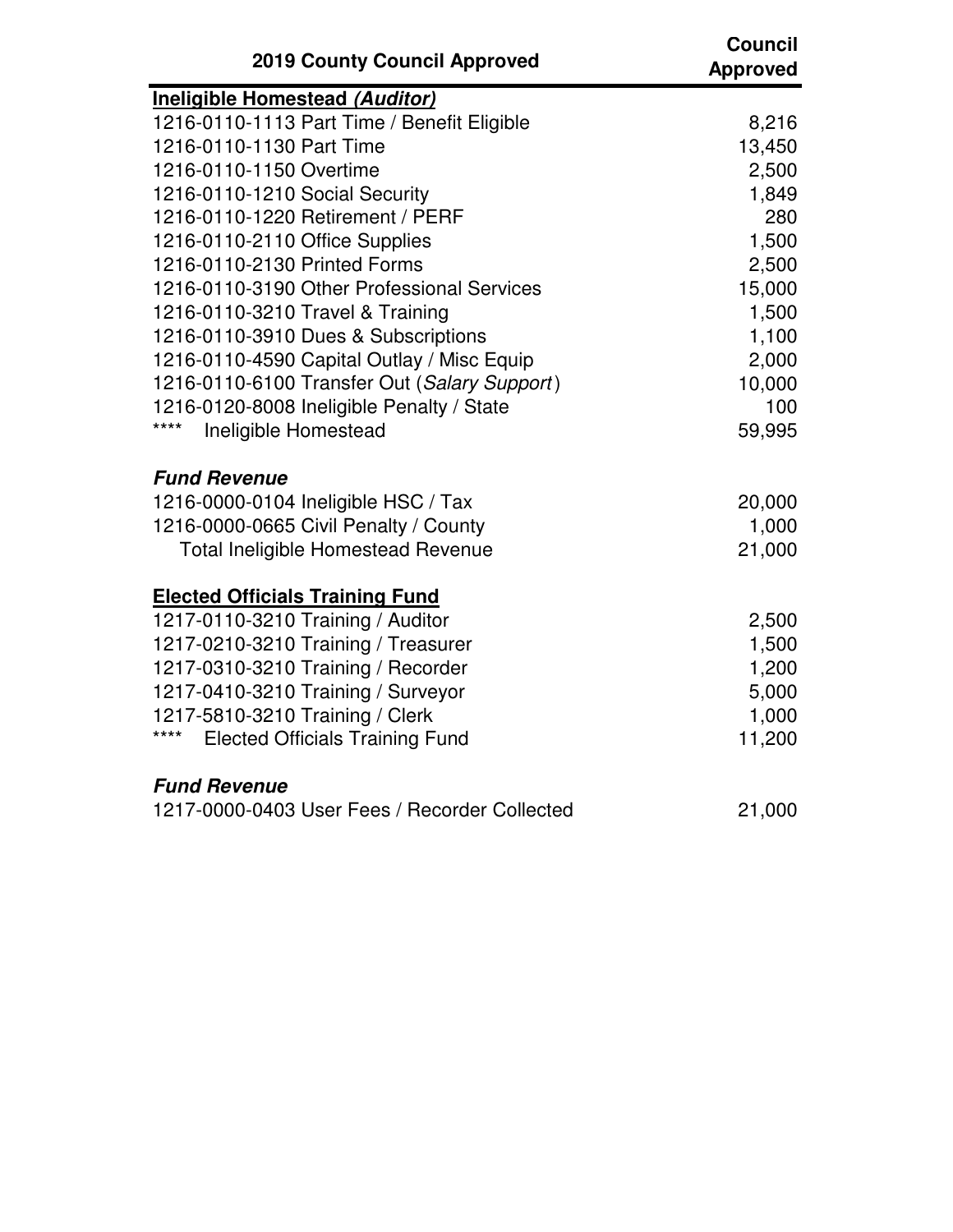| 2019 County Council Approved | Council Approved |
|---|---|
| **<u>Ineligible Homestead *(Auditor)*</u>** | |
| 1216-0110-1113 Part Time / Benefit Eligible | 8,216 |
| 1216-0110-1130 Part Time | 13,450 |
| 1216-0110-1150 Overtime | 2,500 |
| 1216-0110-1210 Social Security | 1,849 |
| 1216-0110-1220 Retirement / PERF | 280 |
| 1216-0110-2110 Office Supplies | 1,500 |
| 1216-0110-2130 Printed Forms | 2,500 |
| 1216-0110-3190 Other Professional Services | 15,000 |
| 1216-0110-3210 Travel & Training | 1,500 |
| 1216-0110-3910 Dues & Subscriptions | 1,100 |
| 1216-0110-4590 Capital Outlay / Misc Equip | 2,000 |
| 1216-0110-6100 Transfer Out (*Salary Support*) | 10,000 |
| 1216-0120-8008 Ineligible Penalty / State | 100 |
| **** Ineligible Homestead | 59,995 |
| | |
| ***Fund Revenue*** | |
| 1216-0000-0104 Ineligible HSC / Tax | 20,000 |
| 1216-0000-0665 Civil Penalty / County | 1,000 |
| Total Ineligible Homestead Revenue | 21,000 |
| | |
| **<u>Elected Officials Training Fund</u>** | |
| 1217-0110-3210 Training / Auditor | 2,500 |
| 1217-0210-3210 Training / Treasurer | 1,500 |
| 1217-0310-3210 Training / Recorder | 1,200 |
| 1217-0410-3210 Training / Surveyor | 5,000 |
| 1217-5810-3210 Training / Clerk | 1,000 |
| **** Elected Officials Training Fund | 11,200 |
| | |
| ***Fund Revenue*** | |
| 1217-0000-0403 User Fees / Recorder Collected | 21,000 |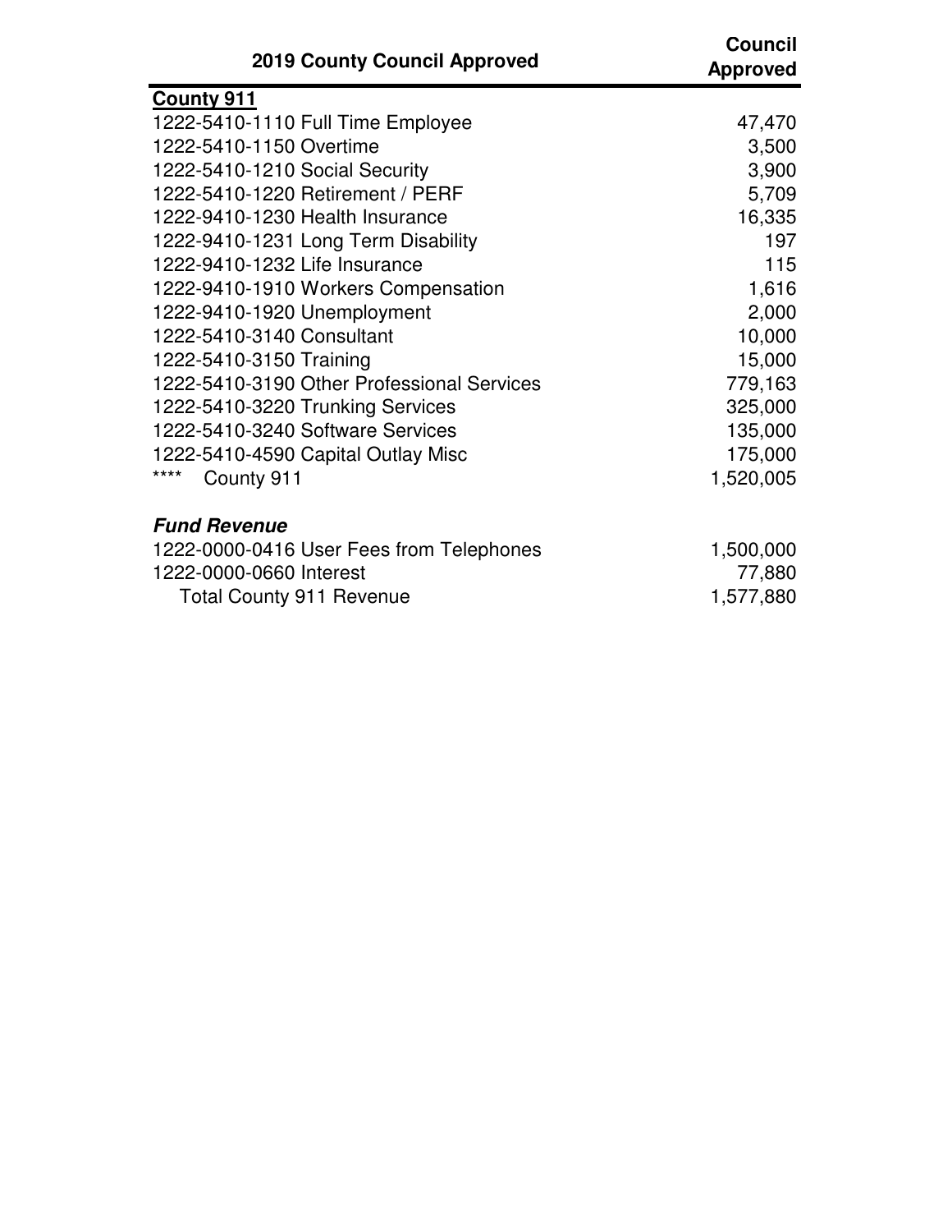| 2019 County Council Approved | Council Approved |
|---|---|
| **County 911** | |
| 1222-5410-1110 Full Time Employee | 47,470 |
| 1222-5410-1150 Overtime | 3,500 |
| 1222-5410-1210 Social Security | 3,900 |
| 1222-5410-1220 Retirement / PERF | 5,709 |
| 1222-9410-1230 Health Insurance | 16,335 |
| 1222-9410-1231 Long Term Disability | 197 |
| 1222-9410-1232 Life Insurance | 115 |
| 1222-9410-1910 Workers Compensation | 1,616 |
| 1222-9410-1920 Unemployment | 2,000 |
| 1222-5410-3140 Consultant | 10,000 |
| 1222-5410-3150 Training | 15,000 |
| 1222-5410-3190 Other Professional Services | 779,163 |
| 1222-5410-3220 Trunking Services | 325,000 |
| 1222-5410-3240 Software Services | 135,000 |
| 1222-5410-4590 Capital Outlay Misc | 175,000 |
| **** County 911 | 1,520,005 |
| | |
| ***Fund Revenue*** | |
| 1222-0000-0416 User Fees from Telephones | 1,500,000 |
| 1222-0000-0660 Interest | 77,880 |
| Total County 911 Revenue | 1,577,880 |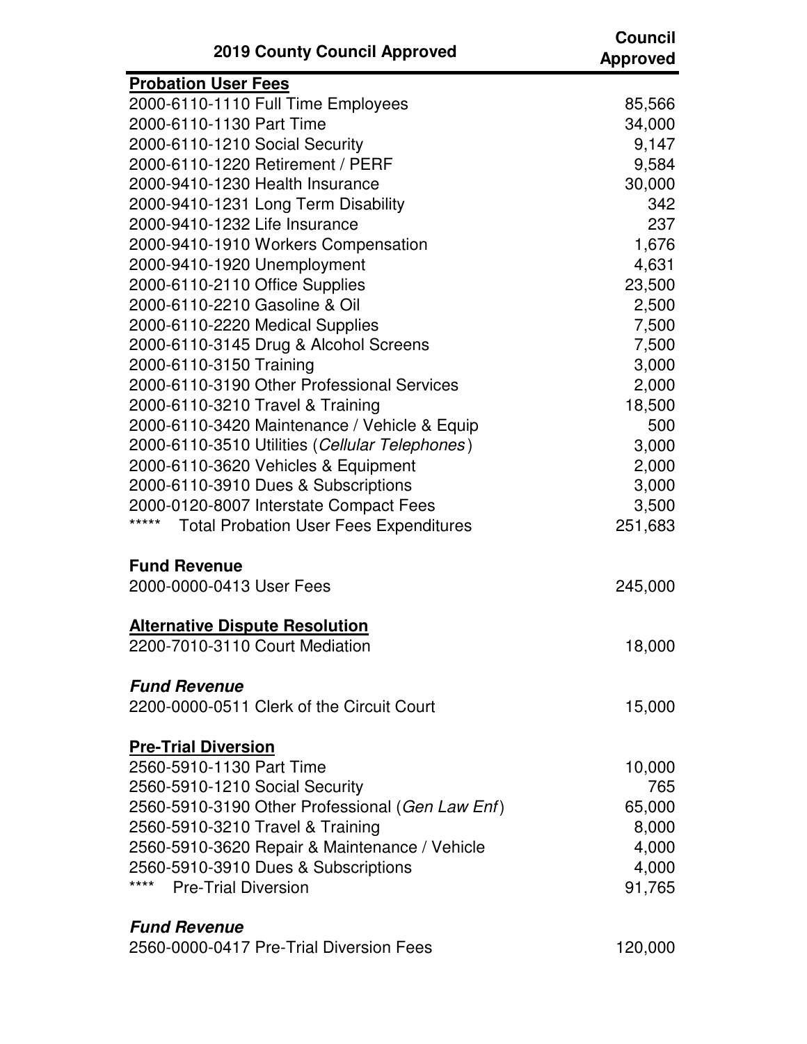| 2019 County Council Approved | Council Approved |
|---|---|
| **Probation User Fees** | |
| 2000-6110-1110 Full Time Employees | 85,566 |
| 2000-6110-1130 Part Time | 34,000 |
| 2000-6110-1210 Social Security | 9,147 |
| 2000-6110-1220 Retirement / PERF | 9,584 |
| 2000-9410-1230 Health Insurance | 30,000 |
| 2000-9410-1231 Long Term Disability | 342 |
| 2000-9410-1232 Life Insurance | 237 |
| 2000-9410-1910 Workers Compensation | 1,676 |
| 2000-9410-1920 Unemployment | 4,631 |
| 2000-6110-2110 Office Supplies | 23,500 |
| 2000-6110-2210 Gasoline & Oil | 2,500 |
| 2000-6110-2220 Medical Supplies | 7,500 |
| 2000-6110-3145 Drug & Alcohol Screens | 7,500 |
| 2000-6110-3150 Training | 3,000 |
| 2000-6110-3190 Other Professional Services | 2,000 |
| 2000-6110-3210 Travel & Training | 18,500 |
| 2000-6110-3420 Maintenance / Vehicle & Equip | 500 |
| 2000-6110-3510 Utilities (*Cellular Telephones*) | 3,000 |
| 2000-6110-3620 Vehicles & Equipment | 2,000 |
| 2000-6110-3910 Dues & Subscriptions | 3,000 |
| 2000-0120-8007 Interstate Compact Fees | 3,500 |
| ***** Total Probation User Fees Expenditures | 251,683 |
| | |
| **Fund Revenue** | |
| 2000-0000-0413 User Fees | 245,000 |
| | |
| **Alternative Dispute Resolution** | |
| 2200-7010-3110 Court Mediation | 18,000 |
| | |
| ***Fund Revenue*** | |
| 2200-0000-0511 Clerk of the Circuit Court | 15,000 |
| | |
| **Pre-Trial Diversion** | |
| 2560-5910-1130 Part Time | 10,000 |
| 2560-5910-1210 Social Security | 765 |
| 2560-5910-3190 Other Professional (*Gen Law Enf*) | 65,000 |
| 2560-5910-3210 Travel & Training | 8,000 |
| 2560-5910-3620 Repair & Maintenance / Vehicle | 4,000 |
| 2560-5910-3910 Dues & Subscriptions | 4,000 |
| **** Pre-Trial Diversion | 91,765 |
| | |
| ***Fund Revenue*** | |
| 2560-0000-0417 Pre-Trial Diversion Fees | 120,000 |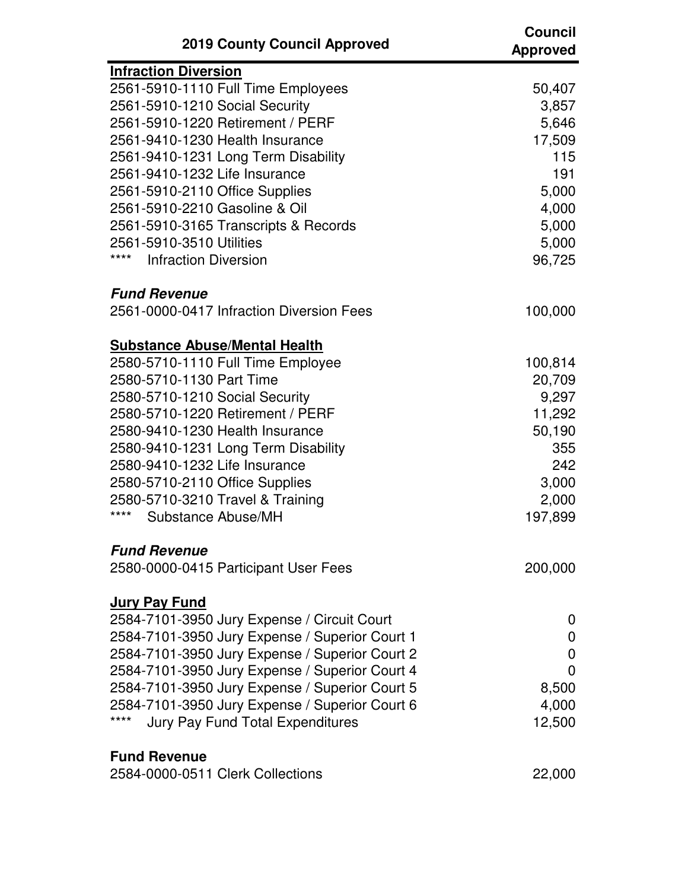| 2019 County Council Approved | Council Approved |
|---|---|
| **Infraction Diversion** | |
| 2561-5910-1110 Full Time Employees | 50,407 |
| 2561-5910-1210 Social Security | 3,857 |
| 2561-5910-1220 Retirement / PERF | 5,646 |
| 2561-9410-1230 Health Insurance | 17,509 |
| 2561-9410-1231 Long Term Disability | 115 |
| 2561-9410-1232 Life Insurance | 191 |
| 2561-5910-2110 Office Supplies | 5,000 |
| 2561-5910-2210 Gasoline & Oil | 4,000 |
| 2561-5910-3165 Transcripts & Records | 5,000 |
| 2561-5910-3510 Utilities | 5,000 |
| **** Infraction Diversion | 96,725 |
| | |
| ***Fund Revenue*** | |
| 2561-0000-0417 Infraction Diversion Fees | 100,000 |
| | |
| **Substance Abuse/Mental Health** | |
| 2580-5710-1110 Full Time Employee | 100,814 |
| 2580-5710-1130 Part Time | 20,709 |
| 2580-5710-1210 Social Security | 9,297 |
| 2580-5710-1220 Retirement / PERF | 11,292 |
| 2580-9410-1230 Health Insurance | 50,190 |
| 2580-9410-1231 Long Term Disability | 355 |
| 2580-9410-1232 Life Insurance | 242 |
| 2580-5710-2110 Office Supplies | 3,000 |
| 2580-5710-3210 Travel & Training | 2,000 |
| **** Substance Abuse/MH | 197,899 |
| | |
| ***Fund Revenue*** | |
| 2580-0000-0415 Participant User Fees | 200,000 |
| | |
| **Jury Pay Fund** | |
| 2584-7101-3950 Jury Expense / Circuit Court | 0 |
| 2584-7101-3950 Jury Expense / Superior Court 1 | 0 |
| 2584-7101-3950 Jury Expense / Superior Court 2 | 0 |
| 2584-7101-3950 Jury Expense / Superior Court 4 | 0 |
| 2584-7101-3950 Jury Expense / Superior Court 5 | 8,500 |
| 2584-7101-3950 Jury Expense / Superior Court 6 | 4,000 |
| **** Jury Pay Fund Total Expenditures | 12,500 |
| | |
| **Fund Revenue** | |
| 2584-0000-0511 Clerk Collections | 22,000 |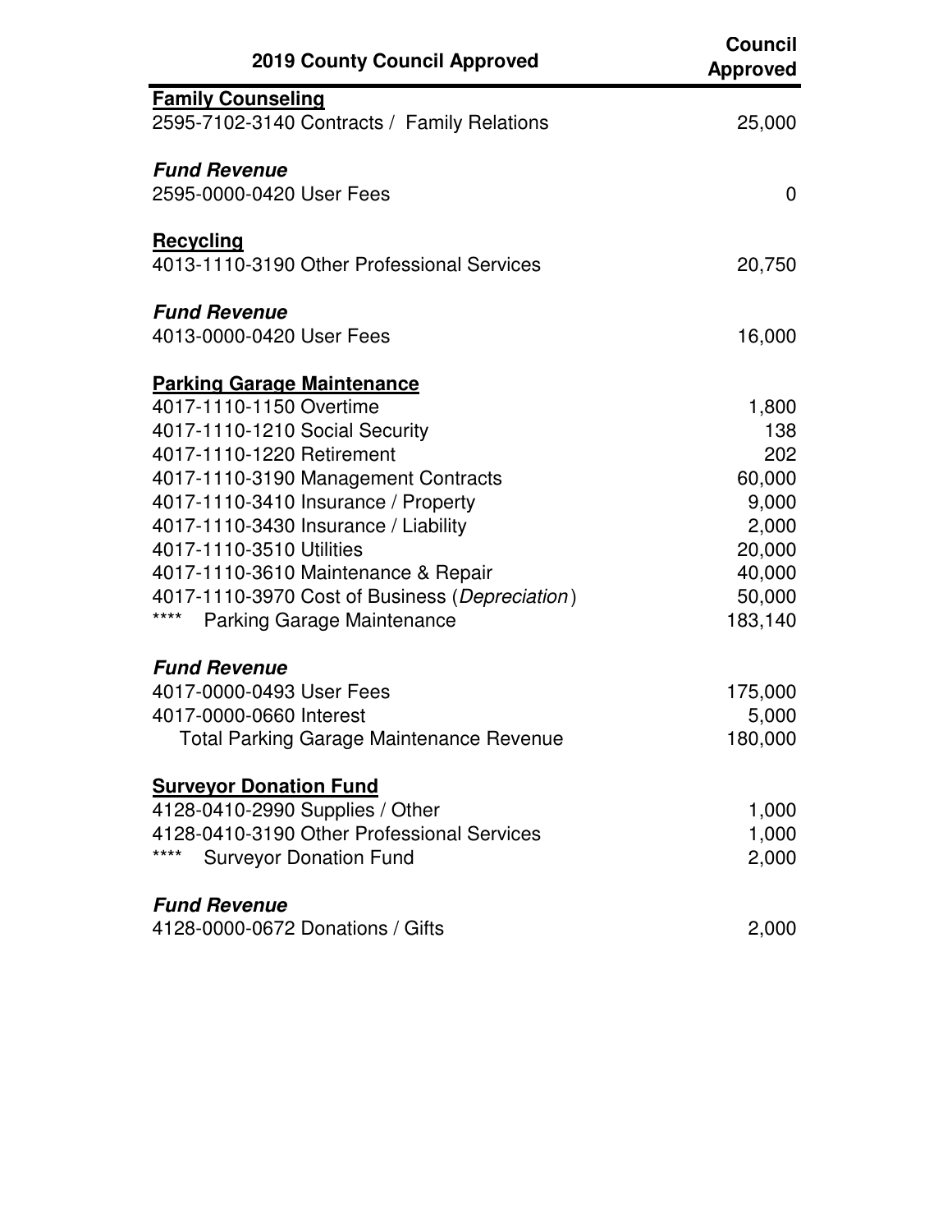| 2019 County Council Approved | Council Approved |
|---|---|
| **Family Counseling** | |
| 2595-7102-3140 Contracts / Family Relations | 25,000 |
| | |
| ***Fund Revenue*** | |
| 2595-0000-0420 User Fees | 0 |
| | |
| **Recycling** | |
| 4013-1110-3190 Other Professional Services | 20,750 |
| | |
| ***Fund Revenue*** | |
| 4013-0000-0420 User Fees | 16,000 |
| | |
| **Parking Garage Maintenance** | |
| 4017-1110-1150 Overtime | 1,800 |
| 4017-1110-1210 Social Security | 138 |
| 4017-1110-1220 Retirement | 202 |
| 4017-1110-3190 Management Contracts | 60,000 |
| 4017-1110-3410 Insurance / Property | 9,000 |
| 4017-1110-3430 Insurance / Liability | 2,000 |
| 4017-1110-3510 Utilities | 20,000 |
| 4017-1110-3610 Maintenance & Repair | 40,000 |
| 4017-1110-3970 Cost of Business (*Depreciation*) | 50,000 |
| **** Parking Garage Maintenance | 183,140 |
| | |
| ***Fund Revenue*** | |
| 4017-0000-0493 User Fees | 175,000 |
| 4017-0000-0660 Interest | 5,000 |
| Total Parking Garage Maintenance Revenue | 180,000 |
| | |
| **Surveyor Donation Fund** | |
| 4128-0410-2990 Supplies / Other | 1,000 |
| 4128-0410-3190 Other Professional Services | 1,000 |
| **** Surveyor Donation Fund | 2,000 |
| | |
| ***Fund Revenue*** | |
| 4128-0000-0672 Donations / Gifts | 2,000 |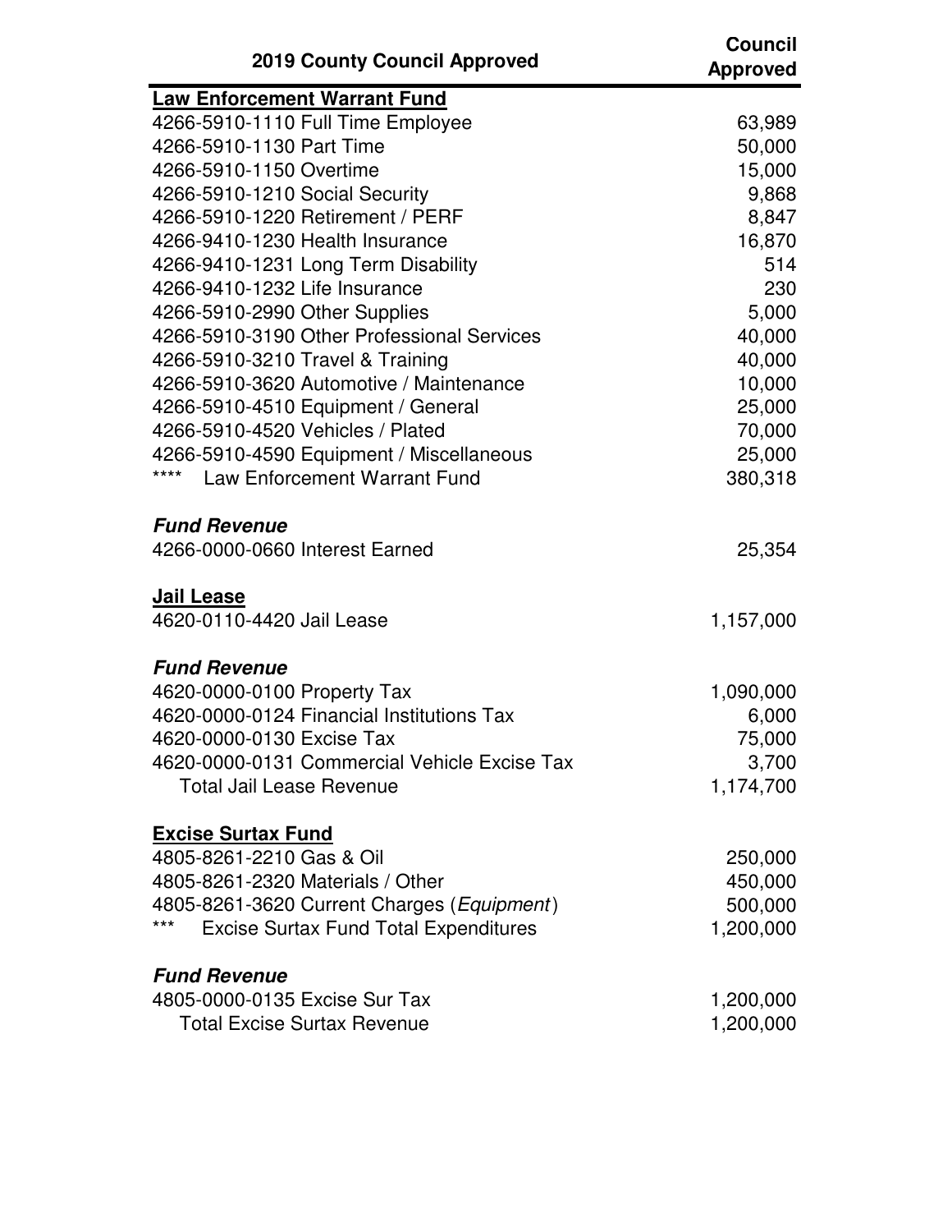| 2019 County Council Approved | Council Approved |
|---|---|
| **Law Enforcement Warrant Fund** | |
| 4266-5910-1110 Full Time Employee | 63,989 |
| 4266-5910-1130 Part Time | 50,000 |
| 4266-5910-1150 Overtime | 15,000 |
| 4266-5910-1210 Social Security | 9,868 |
| 4266-5910-1220 Retirement / PERF | 8,847 |
| 4266-9410-1230 Health Insurance | 16,870 |
| 4266-9410-1231 Long Term Disability | 514 |
| 4266-9410-1232 Life Insurance | 230 |
| 4266-5910-2990 Other Supplies | 5,000 |
| 4266-5910-3190 Other Professional Services | 40,000 |
| 4266-5910-3210 Travel & Training | 40,000 |
| 4266-5910-3620 Automotive / Maintenance | 10,000 |
| 4266-5910-4510 Equipment / General | 25,000 |
| 4266-5910-4520 Vehicles / Plated | 70,000 |
| 4266-5910-4590 Equipment / Miscellaneous | 25,000 |
| **** Law Enforcement Warrant Fund | 380,318 |
| | |
| ***Fund Revenue*** | |
| 4266-0000-0660 Interest Earned | 25,354 |
| | |
| **Jail Lease** | |
| 4620-0110-4420 Jail Lease | 1,157,000 |
| | |
| ***Fund Revenue*** | |
| 4620-0000-0100 Property Tax | 1,090,000 |
| 4620-0000-0124 Financial Institutions Tax | 6,000 |
| 4620-0000-0130 Excise Tax | 75,000 |
| 4620-0000-0131 Commercial Vehicle Excise Tax | 3,700 |
| Total Jail Lease Revenue | 1,174,700 |
| | |
| **Excise Surtax Fund** | |
| 4805-8261-2210 Gas & Oil | 250,000 |
| 4805-8261-2320 Materials / Other | 450,000 |
| 4805-8261-3620 Current Charges (*Equipment*) | 500,000 |
| *** Excise Surtax Fund Total Expenditures | 1,200,000 |
| | |
| ***Fund Revenue*** | |
| 4805-0000-0135 Excise Sur Tax | 1,200,000 |
| Total Excise Surtax Revenue | 1,200,000 |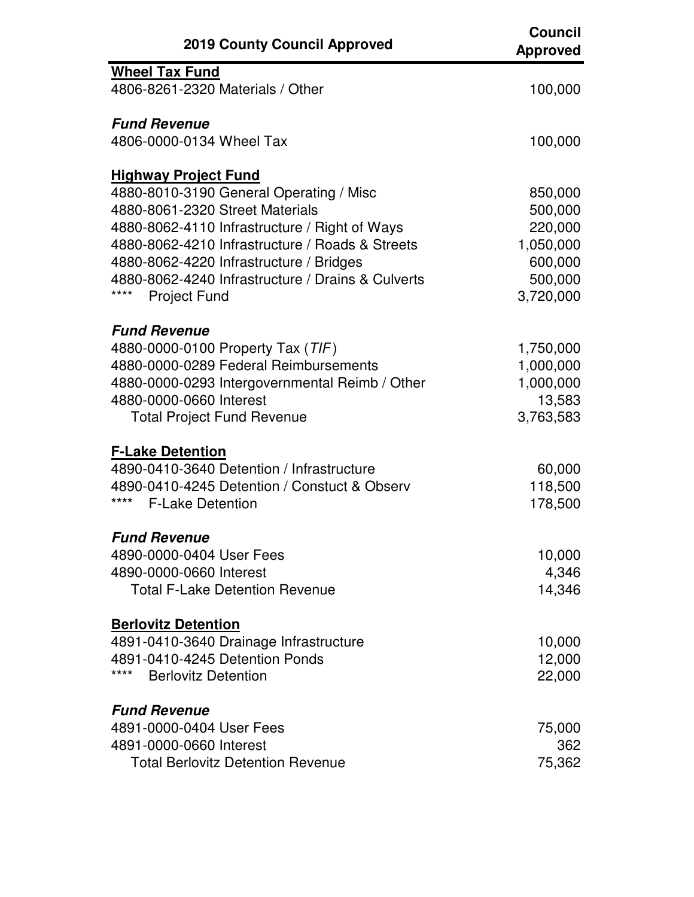| 2019 County Council Approved | Council Approved |
|---|---|
| **Wheel Tax Fund** | |
| 4806-8261-2320 Materials / Other | 100,000 |
| | |
| ***Fund Revenue*** | |
| 4806-0000-0134 Wheel Tax | 100,000 |
| | |
| **Highway Project Fund** | |
| 4880-8010-3190 General Operating / Misc | 850,000 |
| 4880-8061-2320 Street Materials | 500,000 |
| 4880-8062-4110 Infrastructure / Right of Ways | 220,000 |
| 4880-8062-4210 Infrastructure / Roads & Streets | 1,050,000 |
| 4880-8062-4220 Infrastructure / Bridges | 600,000 |
| 4880-8062-4240 Infrastructure / Drains & Culverts | 500,000 |
| **** Project Fund | 3,720,000 |
| | |
| ***Fund Revenue*** | |
| 4880-0000-0100 Property Tax (*TIF*) | 1,750,000 |
| 4880-0000-0289 Federal Reimbursements | 1,000,000 |
| 4880-0000-0293 Intergovernmental Reimb / Other | 1,000,000 |
| 4880-0000-0660 Interest | 13,583 |
| Total Project Fund Revenue | 3,763,583 |
| | |
| **F-Lake Detention** | |
| 4890-0410-3640 Detention / Infrastructure | 60,000 |
| 4890-0410-4245 Detention / Constuct & Observ | 118,500 |
| **** F-Lake Detention | 178,500 |
| | |
| ***Fund Revenue*** | |
| 4890-0000-0404 User Fees | 10,000 |
| 4890-0000-0660 Interest | 4,346 |
| Total F-Lake Detention Revenue | 14,346 |
| | |
| **Berlovitz Detention** | |
| 4891-0410-3640 Drainage Infrastructure | 10,000 |
| 4891-0410-4245 Detention Ponds | 12,000 |
| **** Berlovitz Detention | 22,000 |
| | |
| ***Fund Revenue*** | |
| 4891-0000-0404 User Fees | 75,000 |
| 4891-0000-0660 Interest | 362 |
| Total Berlovitz Detention Revenue | 75,362 |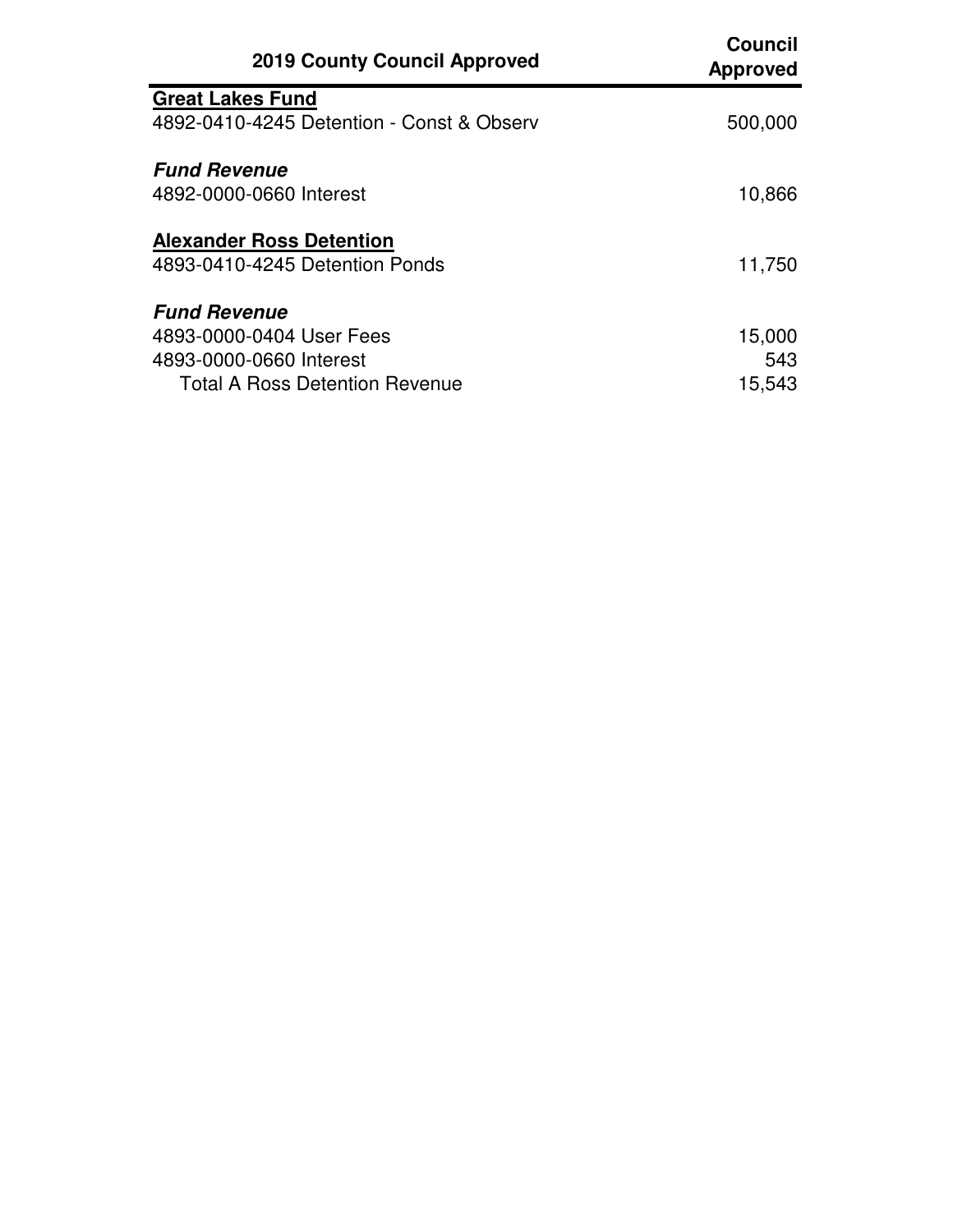| 2019 County Council Approved | Council Approved |
|---|---|
| **Great Lakes Fund** | |
| 4892-0410-4245 Detention - Const & Observ | 500,000 |
| | |
| ***Fund Revenue*** | |
| 4892-0000-0660 Interest | 10,866 |
| | |
| **Alexander Ross Detention** | |
| 4893-0410-4245 Detention Ponds | 11,750 |
| | |
| ***Fund Revenue*** | |
| 4893-0000-0404 User Fees | 15,000 |
| 4893-0000-0660 Interest | 543 |
| Total A Ross Detention Revenue | 15,543 |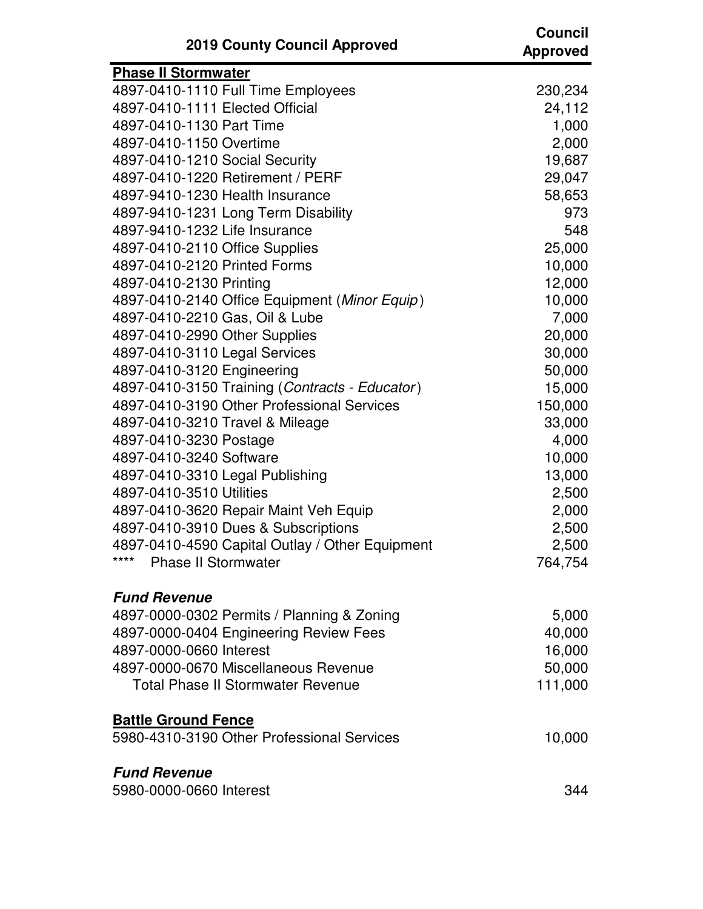| 2019 County Council Approved | Council Approved |
|---|---|
| **Phase II Stormwater** | |
| 4897-0410-1110 Full Time Employees | 230,234 |
| 4897-0410-1111 Elected Official | 24,112 |
| 4897-0410-1130 Part Time | 1,000 |
| 4897-0410-1150 Overtime | 2,000 |
| 4897-0410-1210 Social Security | 19,687 |
| 4897-0410-1220 Retirement / PERF | 29,047 |
| 4897-9410-1230 Health Insurance | 58,653 |
| 4897-9410-1231 Long Term Disability | 973 |
| 4897-9410-1232 Life Insurance | 548 |
| 4897-0410-2110 Office Supplies | 25,000 |
| 4897-0410-2120 Printed Forms | 10,000 |
| 4897-0410-2130 Printing | 12,000 |
| 4897-0410-2140 Office Equipment (*Minor Equip*) | 10,000 |
| 4897-0410-2210 Gas, Oil & Lube | 7,000 |
| 4897-0410-2990 Other Supplies | 20,000 |
| 4897-0410-3110 Legal Services | 30,000 |
| 4897-0410-3120 Engineering | 50,000 |
| 4897-0410-3150 Training (*Contracts - Educator*) | 15,000 |
| 4897-0410-3190 Other Professional Services | 150,000 |
| 4897-0410-3210 Travel & Mileage | 33,000 |
| 4897-0410-3230 Postage | 4,000 |
| 4897-0410-3240 Software | 10,000 |
| 4897-0410-3310 Legal Publishing | 13,000 |
| 4897-0410-3510 Utilities | 2,500 |
| 4897-0410-3620 Repair Maint Veh Equip | 2,000 |
| 4897-0410-3910 Dues & Subscriptions | 2,500 |
| 4897-0410-4590 Capital Outlay / Other Equipment | 2,500 |
| **** Phase II Stormwater | 764,754 |
| | |
| ***Fund Revenue*** | |
| 4897-0000-0302 Permits / Planning & Zoning | 5,000 |
| 4897-0000-0404 Engineering Review Fees | 40,000 |
| 4897-0000-0660 Interest | 16,000 |
| 4897-0000-0670 Miscellaneous Revenue | 50,000 |
| Total Phase II Stormwater Revenue | 111,000 |
| | |
| **Battle Ground Fence** | |
| 5980-4310-3190 Other Professional Services | 10,000 |
| | |
| ***Fund Revenue*** | |
| 5980-0000-0660 Interest | 344 |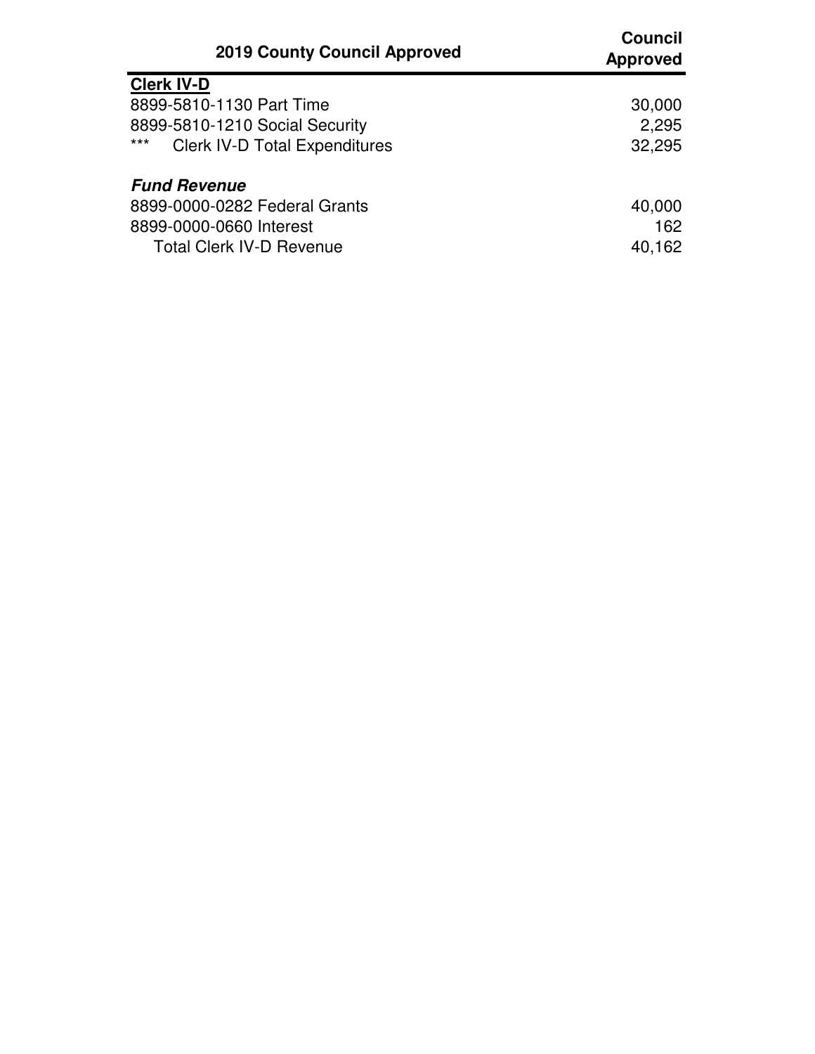| 2019 County Council Approved | Council Approved |
|---|---|
| **Clerk IV-D** | |
| 8899-5810-1130 Part Time | 30,000 |
| 8899-5810-1210 Social Security | 2,295 |
| *** Clerk IV-D Total Expenditures | 32,295 |
| | |
| ***Fund Revenue*** | |
| 8899-0000-0282 Federal Grants | 40,000 |
| 8899-0000-0660 Interest | 162 |
| Total Clerk IV-D Revenue | 40,162 |